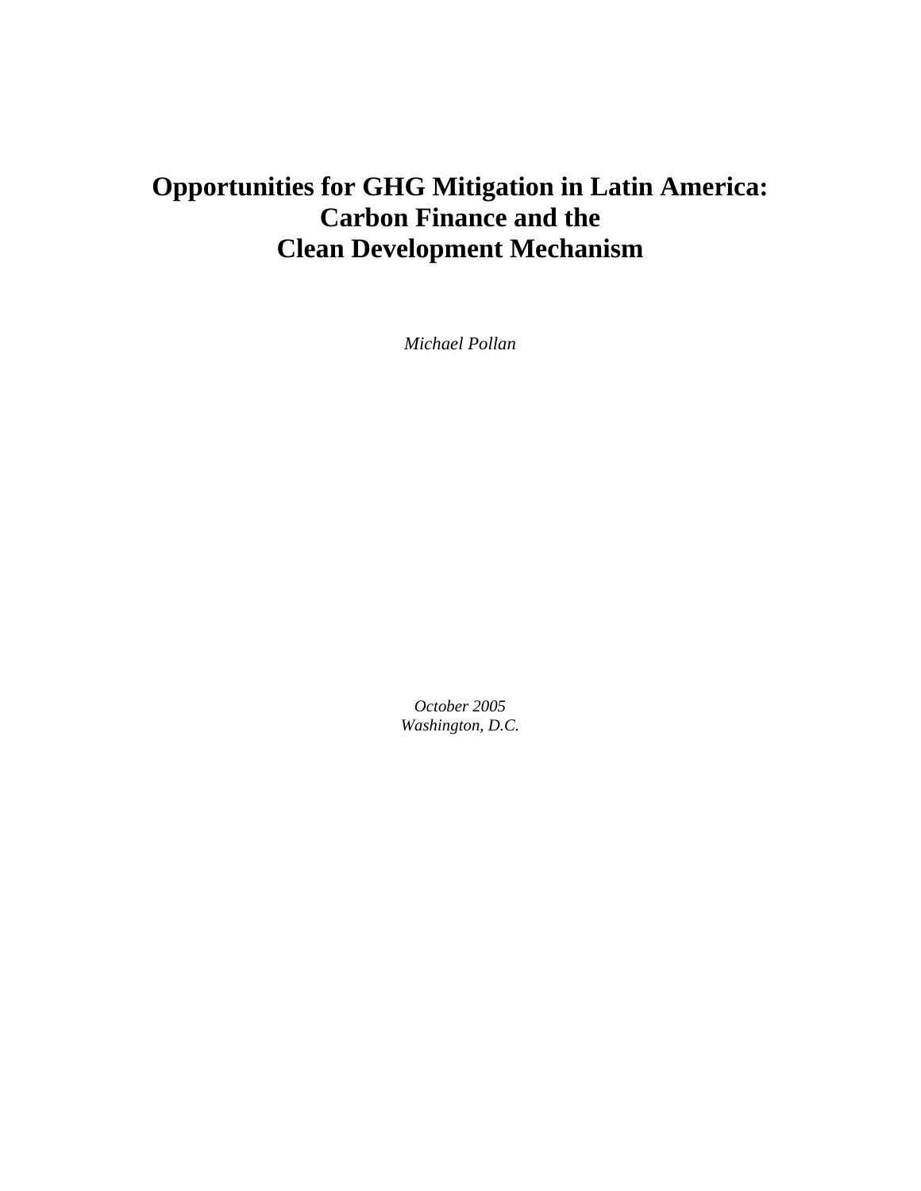# Opportunities for GHG Mitigation in Latin America: Carbon Finance and the Clean Development Mechanism

*Michael Pollan*

*October 2005*
*Washington, D.C.*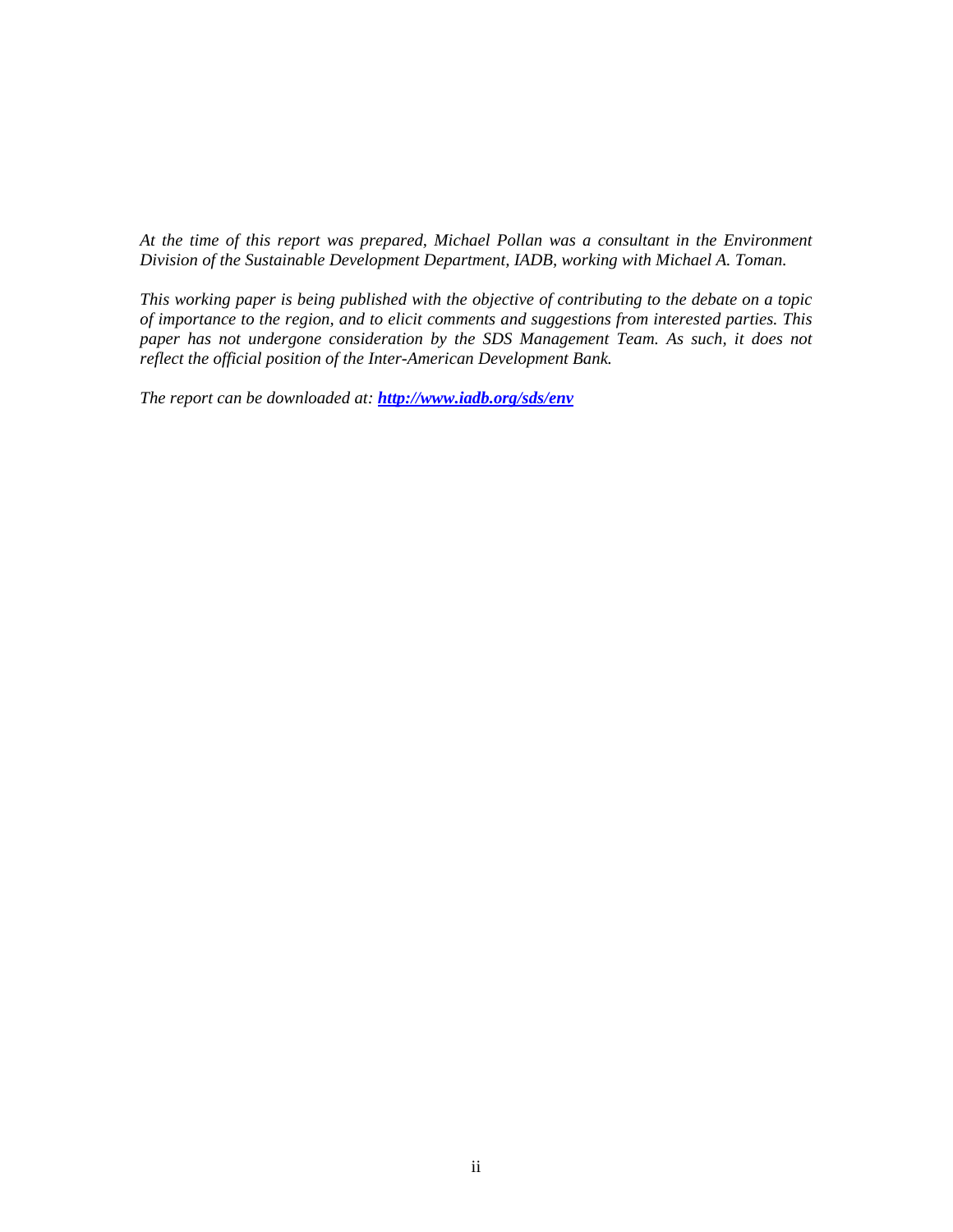*At the time of this report was prepared, Michael Pollan was a consultant in the Environment Division of the Sustainable Development Department, IADB, working with Michael A. Toman.*

*This working paper is being published with the objective of contributing to the debate on a topic of importance to the region, and to elicit comments and suggestions from interested parties. This paper has not undergone consideration by the SDS Management Team. As such, it does not reflect the official position of the Inter-American Development Bank.*

*The report can be downloaded at:* ***[http://www.iadb.org/sds/env](http://www.iadb.org/sds/env)***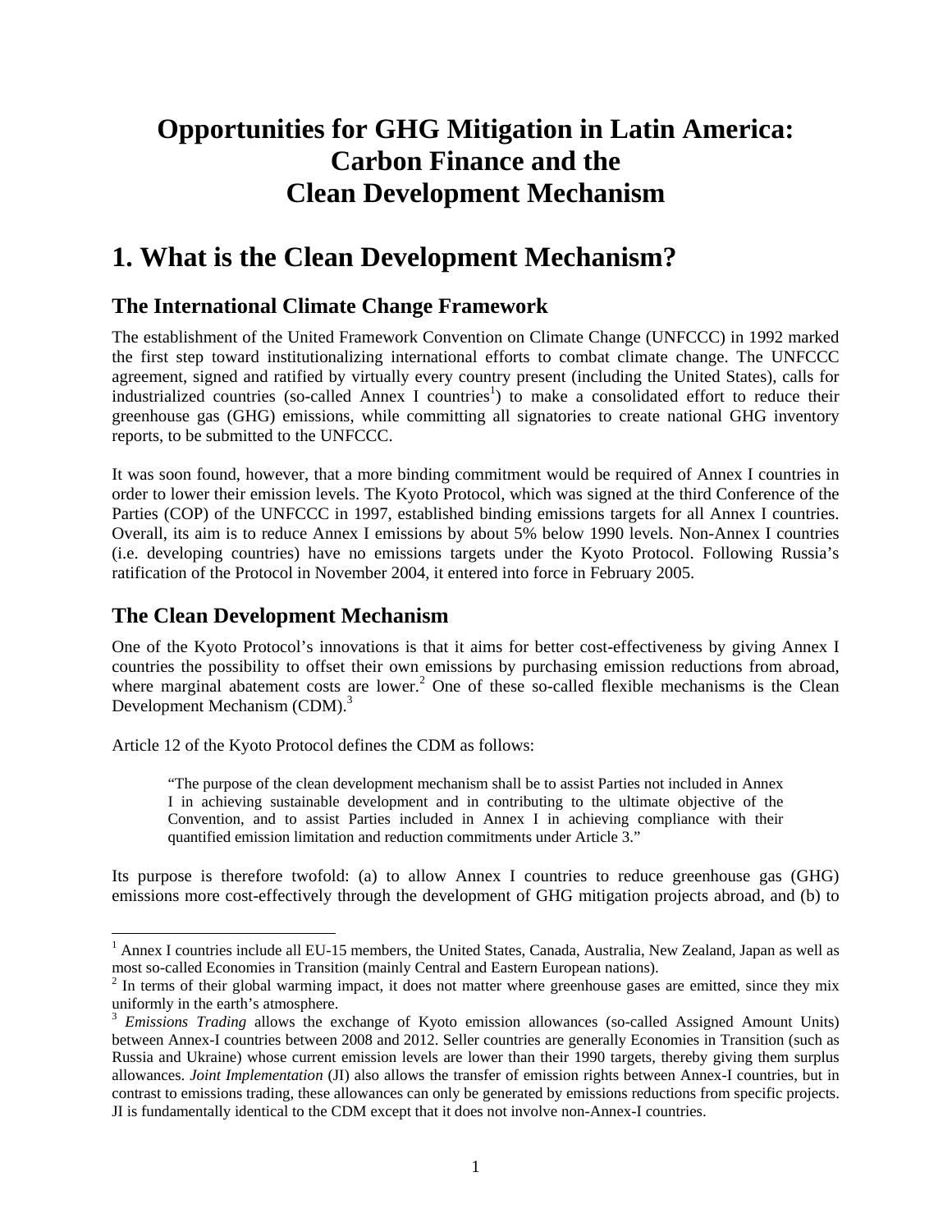# Opportunities for GHG Mitigation in Latin America: Carbon Finance and the Clean Development Mechanism

# 1. What is the Clean Development Mechanism?

## The International Climate Change Framework

The establishment of the United Framework Convention on Climate Change (UNFCCC) in 1992 marked the first step toward institutionalizing international efforts to combat climate change. The UNFCCC agreement, signed and ratified by virtually every country present (including the United States), calls for industrialized countries (so-called Annex I countries[1]) to make a consolidated effort to reduce their greenhouse gas (GHG) emissions, while committing all signatories to create national GHG inventory reports, to be submitted to the UNFCCC.

It was soon found, however, that a more binding commitment would be required of Annex I countries in order to lower their emission levels. The Kyoto Protocol, which was signed at the third Conference of the Parties (COP) of the UNFCCC in 1997, established binding emissions targets for all Annex I countries. Overall, its aim is to reduce Annex I emissions by about 5% below 1990 levels. Non-Annex I countries (i.e. developing countries) have no emissions targets under the Kyoto Protocol. Following Russia's ratification of the Protocol in November 2004, it entered into force in February 2005.

## The Clean Development Mechanism

One of the Kyoto Protocol's innovations is that it aims for better cost-effectiveness by giving Annex I countries the possibility to offset their own emissions by purchasing emission reductions from abroad, where marginal abatement costs are lower.[2] One of these so-called flexible mechanisms is the Clean Development Mechanism (CDM).[3]

Article 12 of the Kyoto Protocol defines the CDM as follows:

> "The purpose of the clean development mechanism shall be to assist Parties not included in Annex I in achieving sustainable development and in contributing to the ultimate objective of the Convention, and to assist Parties included in Annex I in achieving compliance with their quantified emission limitation and reduction commitments under Article 3."

Its purpose is therefore twofold: (a) to allow Annex I countries to reduce greenhouse gas (GHG) emissions more cost-effectively through the development of GHG mitigation projects abroad, and (b) to

---

[1] Annex I countries include all EU-15 members, the United States, Canada, Australia, New Zealand, Japan as well as most so-called Economies in Transition (mainly Central and Eastern European nations).

[2] In terms of their global warming impact, it does not matter where greenhouse gases are emitted, since they mix uniformly in the earth's atmosphere.

[3] *Emissions Trading* allows the exchange of Kyoto emission allowances (so-called Assigned Amount Units) between Annex-I countries between 2008 and 2012. Seller countries are generally Economies in Transition (such as Russia and Ukraine) whose current emission levels are lower than their 1990 targets, thereby giving them surplus allowances. *Joint Implementation* (JI) also allows the transfer of emission rights between Annex-I countries, but in contrast to emissions trading, these allowances can only be generated by emissions reductions from specific projects. JI is fundamentally identical to the CDM except that it does not involve non-Annex-I countries.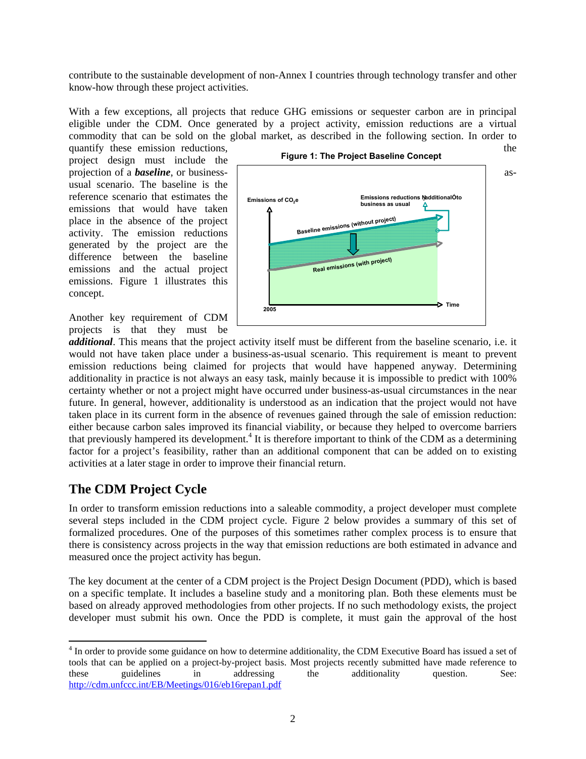contribute to the sustainable development of non-Annex I countries through technology transfer and other know-how through these project activities.

With a few exceptions, all projects that reduce GHG emissions or sequester carbon are in principal eligible under the CDM. Once generated by a project activity, emission reductions are a virtual commodity that can be sold on the global market, as described in the following section. In order to quantify these emission reductions, the project design must include the projection of a ***baseline***, or business-as-usual scenario. The baseline is the reference scenario that estimates the emissions that would have taken place in the absence of the project activity. The emission reductions generated by the project are the difference between the baseline emissions and the actual project emissions. Figure 1 illustrates this concept.

**Figure 1: The Project Baseline Concept**

Another key requirement of CDM projects is that they must be ***additional***. This means that the project activity itself must be different from the baseline scenario, i.e. it would not have taken place under a business-as-usual scenario. This requirement is meant to prevent emission reductions being claimed for projects that would have happened anyway. Determining additionality in practice is not always an easy task, mainly because it is impossible to predict with 100% certainty whether or not a project might have occurred under business-as-usual circumstances in the near future. In general, however, additionality is understood as an indication that the project would not have taken place in its current form in the absence of revenues gained through the sale of emission reduction: either because carbon sales improved its financial viability, or because they helped to overcome barriers that previously hampered its development.[4] It is therefore important to think of the CDM as a determining factor for a project's feasibility, rather than an additional component that can be added on to existing activities at a later stage in order to improve their financial return.

## The CDM Project Cycle

In order to transform emission reductions into a saleable commodity, a project developer must complete several steps included in the CDM project cycle. Figure 2 below provides a summary of this set of formalized procedures. One of the purposes of this sometimes rather complex process is to ensure that there is consistency across projects in the way that emission reductions are both estimated in advance and measured once the project activity has begun.

The key document at the center of a CDM project is the Project Design Document (PDD), which is based on a specific template. It includes a baseline study and a monitoring plan. Both these elements must be based on already approved methodologies from other projects. If no such methodology exists, the project developer must submit his own. Once the PDD is complete, it must gain the approval of the host

---

[4] In order to provide some guidance on how to determine additionality, the CDM Executive Board has issued a set of tools that can be applied on a project-by-project basis. Most projects recently submitted have made reference to these guidelines in addressing the additionality question. See: http://cdm.unfccc.int/EB/Meetings/016/eb16repan1.pdf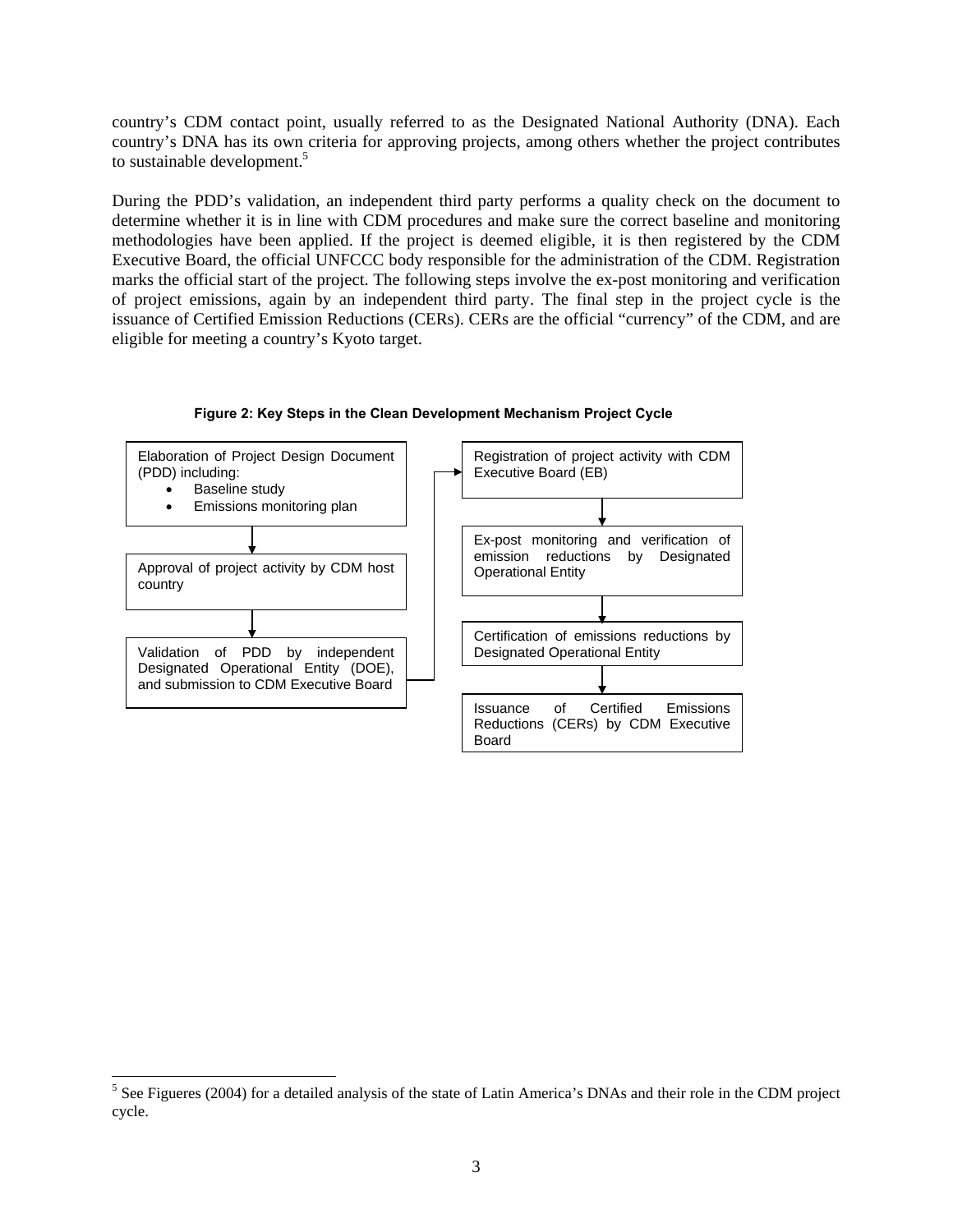country's CDM contact point, usually referred to as the Designated National Authority (DNA). Each country's DNA has its own criteria for approving projects, among others whether the project contributes to sustainable development.[5]

During the PDD's validation, an independent third party performs a quality check on the document to determine whether it is in line with CDM procedures and make sure the correct baseline and monitoring methodologies have been applied. If the project is deemed eligible, it is then registered by the CDM Executive Board, the official UNFCCC body responsible for the administration of the CDM. Registration marks the official start of the project. The following steps involve the ex-post monitoring and verification of project emissions, again by an independent third party. The final step in the project cycle is the issuance of Certified Emission Reductions (CERs). CERs are the official "currency" of the CDM, and are eligible for meeting a country's Kyoto target.

**Figure 2: Key Steps in the Clean Development Mechanism Project Cycle**

Elaboration of Project Design Document (PDD) including:

- Baseline study
- Emissions monitoring plan

↓

Approval of project activity by CDM host country

↓

Validation of PDD by independent Designated Operational Entity (DOE), and submission to CDM Executive Board

→

Registration of project activity with CDM Executive Board (EB)

↓

Ex-post monitoring and verification of emission reductions by Designated Operational Entity

↓

Certification of emissions reductions by Designated Operational Entity

↓

Issuance of Certified Emissions Reductions (CERs) by CDM Executive Board

[5] See Figueres (2004) for a detailed analysis of the state of Latin America's DNAs and their role in the CDM project cycle.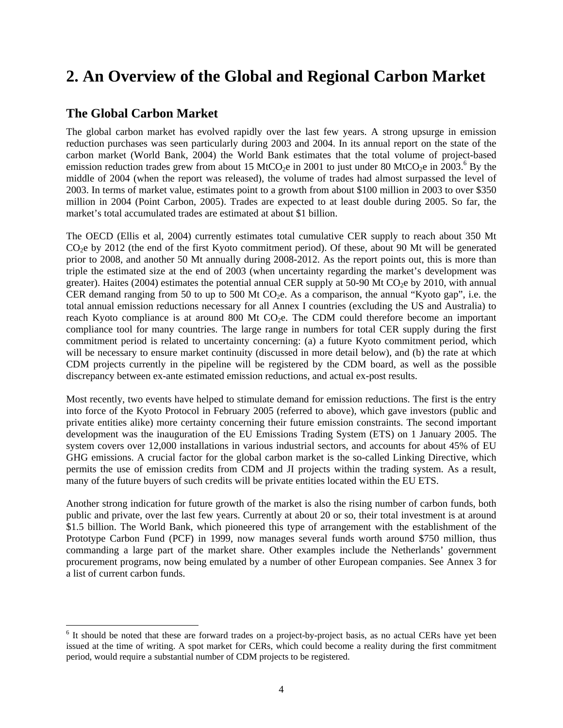# 2. An Overview of the Global and Regional Carbon Market

## The Global Carbon Market

The global carbon market has evolved rapidly over the last few years. A strong upsurge in emission reduction purchases was seen particularly during 2003 and 2004. In its annual report on the state of the carbon market (World Bank, 2004) the World Bank estimates that the total volume of project-based emission reduction trades grew from about 15 $MtCO_2e$ in 2001 to just under 80 $MtCO_2e$ in 2003.[6] By the middle of 2004 (when the report was released), the volume of trades had almost surpassed the level of 2003. In terms of market value, estimates point to a growth from about \$100 million in 2003 to over \$350 million in 2004 (Point Carbon, 2005). Trades are expected to at least double during 2005. So far, the market's total accumulated trades are estimated at about \$1 billion.

The OECD (Ellis et al, 2004) currently estimates total cumulative CER supply to reach about 350 Mt $CO_2e$ by 2012 (the end of the first Kyoto commitment period). Of these, about 90 Mt will be generated prior to 2008, and another 50 Mt annually during 2008-2012. As the report points out, this is more than triple the estimated size at the end of 2003 (when uncertainty regarding the market's development was greater). Haites (2004) estimates the potential annual CER supply at 50-90 Mt $CO_2e$ by 2010, with annual CER demand ranging from 50 to up to 500 Mt $CO_2e$. As a comparison, the annual "Kyoto gap", i.e. the total annual emission reductions necessary for all Annex I countries (excluding the US and Australia) to reach Kyoto compliance is at around 800 Mt $CO_2e$. The CDM could therefore become an important compliance tool for many countries. The large range in numbers for total CER supply during the first commitment period is related to uncertainty concerning: (a) a future Kyoto commitment period, which will be necessary to ensure market continuity (discussed in more detail below), and (b) the rate at which CDM projects currently in the pipeline will be registered by the CDM board, as well as the possible discrepancy between ex-ante estimated emission reductions, and actual ex-post results.

Most recently, two events have helped to stimulate demand for emission reductions. The first is the entry into force of the Kyoto Protocol in February 2005 (referred to above), which gave investors (public and private entities alike) more certainty concerning their future emission constraints. The second important development was the inauguration of the EU Emissions Trading System (ETS) on 1 January 2005. The system covers over 12,000 installations in various industrial sectors, and accounts for about 45% of EU GHG emissions. A crucial factor for the global carbon market is the so-called Linking Directive, which permits the use of emission credits from CDM and JI projects within the trading system. As a result, many of the future buyers of such credits will be private entities located within the EU ETS.

Another strong indication for future growth of the market is also the rising number of carbon funds, both public and private, over the last few years. Currently at about 20 or so, their total investment is at around \$1.5 billion. The World Bank, which pioneered this type of arrangement with the establishment of the Prototype Carbon Fund (PCF) in 1999, now manages several funds worth around \$750 million, thus commanding a large part of the market share. Other examples include the Netherlands' government procurement programs, now being emulated by a number of other European companies. See Annex 3 for a list of current carbon funds.

---

[6] It should be noted that these are forward trades on a project-by-project basis, as no actual CERs have yet been issued at the time of writing. A spot market for CERs, which could become a reality during the first commitment period, would require a substantial number of CDM projects to be registered.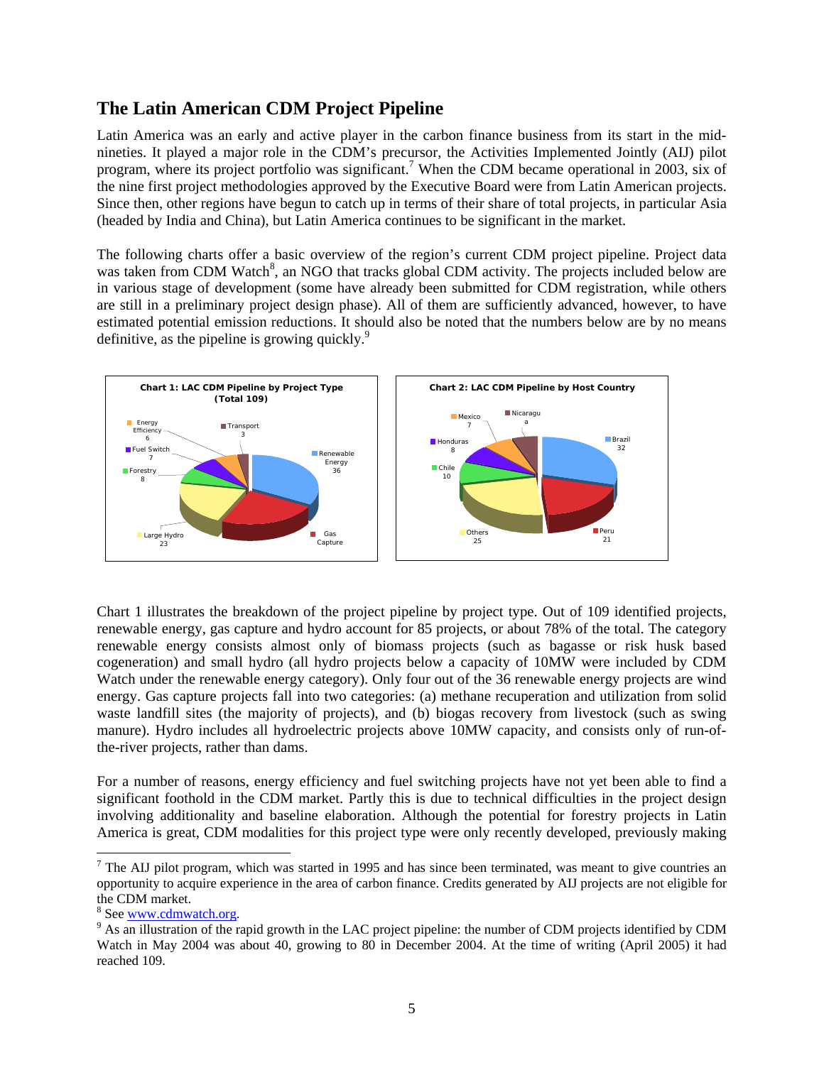## The Latin American CDM Project Pipeline

Latin America was an early and active player in the carbon finance business from its start in the mid-nineties. It played a major role in the CDM's precursor, the Activities Implemented Jointly (AIJ) pilot program, where its project portfolio was significant.[7] When the CDM became operational in 2003, six of the nine first project methodologies approved by the Executive Board were from Latin American projects. Since then, other regions have begun to catch up in terms of their share of total projects, in particular Asia (headed by India and China), but Latin America continues to be significant in the market.

The following charts offer a basic overview of the region's current CDM project pipeline. Project data was taken from CDM Watch[8], an NGO that tracks global CDM activity. The projects included below are in various stage of development (some have already been submitted for CDM registration, while others are still in a preliminary project design phase). All of them are sufficiently advanced, however, to have estimated potential emission reductions. It should also be noted that the numbers below are by no means definitive, as the pipeline is growing quickly.[9]

**Chart 1: LAC CDM Pipeline by Project Type (Total 109)**

| Project Type | Number |
|---|---|
| Renewable Energy | 36 |
| Gas Capture | |
| Large Hydro | 23 |
| Forestry | 8 |
| Fuel Switch | 7 |
| Energy Efficiency | 6 |
| Transport | 3 |

**Chart 2: LAC CDM Pipeline by Host Country**

| Host Country | Number |
|---|---|
| Brazil | 32 |
| Peru | 21 |
| Others | 25 |
| Chile | 10 |
| Honduras | 8 |
| Mexico | 7 |
| Nicaragua | a |

Chart 1 illustrates the breakdown of the project pipeline by project type. Out of 109 identified projects, renewable energy, gas capture and hydro account for 85 projects, or about 78% of the total. The category renewable energy consists almost only of biomass projects (such as bagasse or risk husk based cogeneration) and small hydro (all hydro projects below a capacity of 10MW were included by CDM Watch under the renewable energy category). Only four out of the 36 renewable energy projects are wind energy. Gas capture projects fall into two categories: (a) methane recuperation and utilization from solid waste landfill sites (the majority of projects), and (b) biogas recovery from livestock (such as swing manure). Hydro includes all hydroelectric projects above 10MW capacity, and consists only of run-of-the-river projects, rather than dams.

For a number of reasons, energy efficiency and fuel switching projects have not yet been able to find a significant foothold in the CDM market. Partly this is due to technical difficulties in the project design involving additionality and baseline elaboration. Although the potential for forestry projects in Latin America is great, CDM modalities for this project type were only recently developed, previously making

---

[7] The AIJ pilot program, which was started in 1995 and has since been terminated, was meant to give countries an opportunity to acquire experience in the area of carbon finance. Credits generated by AIJ projects are not eligible for the CDM market.

[8] See www.cdmwatch.org.

[9] As an illustration of the rapid growth in the LAC project pipeline: the number of CDM projects identified by CDM Watch in May 2004 was about 40, growing to 80 in December 2004. At the time of writing (April 2005) it had reached 109.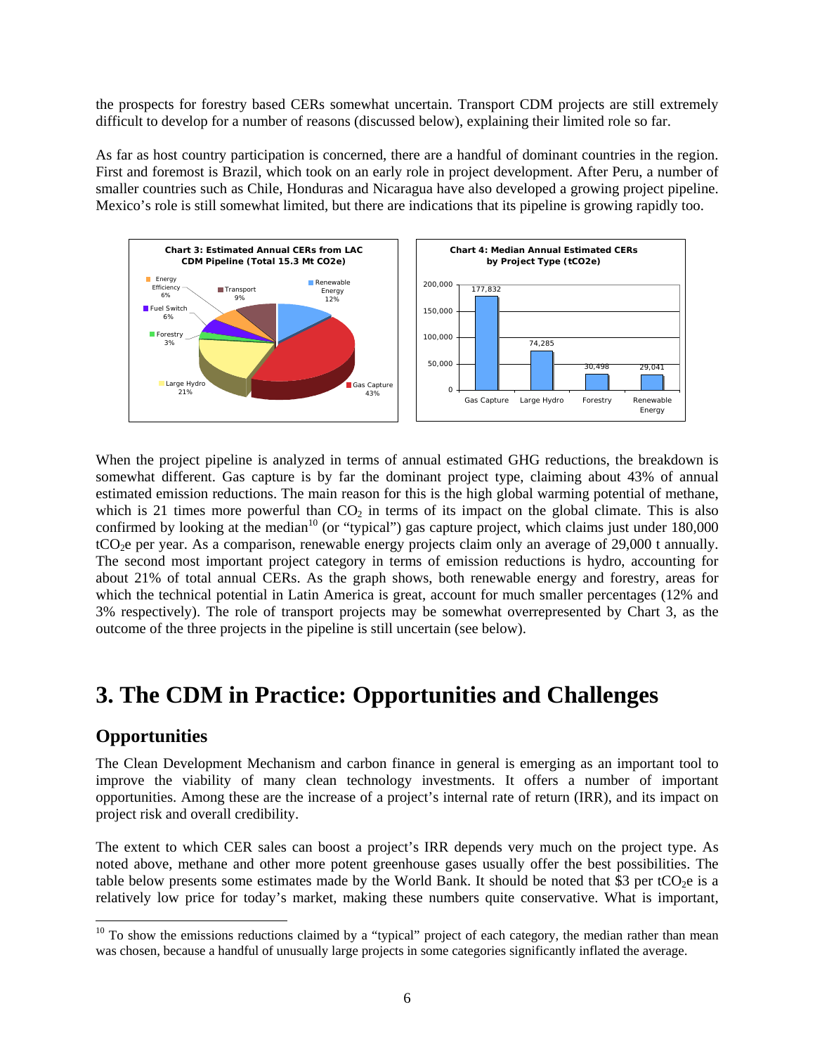the prospects for forestry based CERs somewhat uncertain. Transport CDM projects are still extremely difficult to develop for a number of reasons (discussed below), explaining their limited role so far.

As far as host country participation is concerned, there are a handful of dominant countries in the region. First and foremost is Brazil, which took on an early role in project development. After Peru, a number of smaller countries such as Chile, Honduras and Nicaragua have also developed a growing project pipeline. Mexico's role is still somewhat limited, but there are indications that its pipeline is growing rapidly too.

**Chart 3: Estimated Annual CERs from LAC CDM Pipeline (Total 15.3 Mt CO2e)**

| Project Type | Share |
|---|---|
| Gas Capture | 43% |
| Large Hydro | 21% |
| Renewable Energy | 12% |
| Transport | 9% |
| Energy Efficiency | 6% |
| Fuel Switch | 6% |
| Forestry | 3% |

**Chart 4: Median Annual Estimated CERs by Project Type (tCO2e)**

| Project Type | Median Annual Estimated CERs |
|---|---|
| Gas Capture | 177,832 |
| Large Hydro | 74,285 |
| Forestry | 30,498 |
| Renewable Energy | 29,041 |

When the project pipeline is analyzed in terms of annual estimated GHG reductions, the breakdown is somewhat different. Gas capture is by far the dominant project type, claiming about 43% of annual estimated emission reductions. The main reason for this is the high global warming potential of methane, which is 21 times more powerful than $CO_2$ in terms of its impact on the global climate. This is also confirmed by looking at the median[10] (or "typical") gas capture project, which claims just under 180,000 $tCO_2e$ per year. As a comparison, renewable energy projects claim only an average of 29,000 t annually. The second most important project category in terms of emission reductions is hydro, accounting for about 21% of total annual CERs. As the graph shows, both renewable energy and forestry, areas for which the technical potential in Latin America is great, account for much smaller percentages (12% and 3% respectively). The role of transport projects may be somewhat overrepresented by Chart 3, as the outcome of the three projects in the pipeline is still uncertain (see below).

# 3. The CDM in Practice: Opportunities and Challenges

## Opportunities

The Clean Development Mechanism and carbon finance in general is emerging as an important tool to improve the viability of many clean technology investments. It offers a number of important opportunities. Among these are the increase of a project's internal rate of return (IRR), and its impact on project risk and overall credibility.

The extent to which CER sales can boost a project's IRR depends very much on the project type. As noted above, methane and other more potent greenhouse gases usually offer the best possibilities. The table below presents some estimates made by the World Bank. It should be noted that \$3 per $tCO_2e$ is a relatively low price for today's market, making these numbers quite conservative. What is important,

[10] To show the emissions reductions claimed by a "typical" project of each category, the median rather than mean was chosen, because a handful of unusually large projects in some categories significantly inflated the average.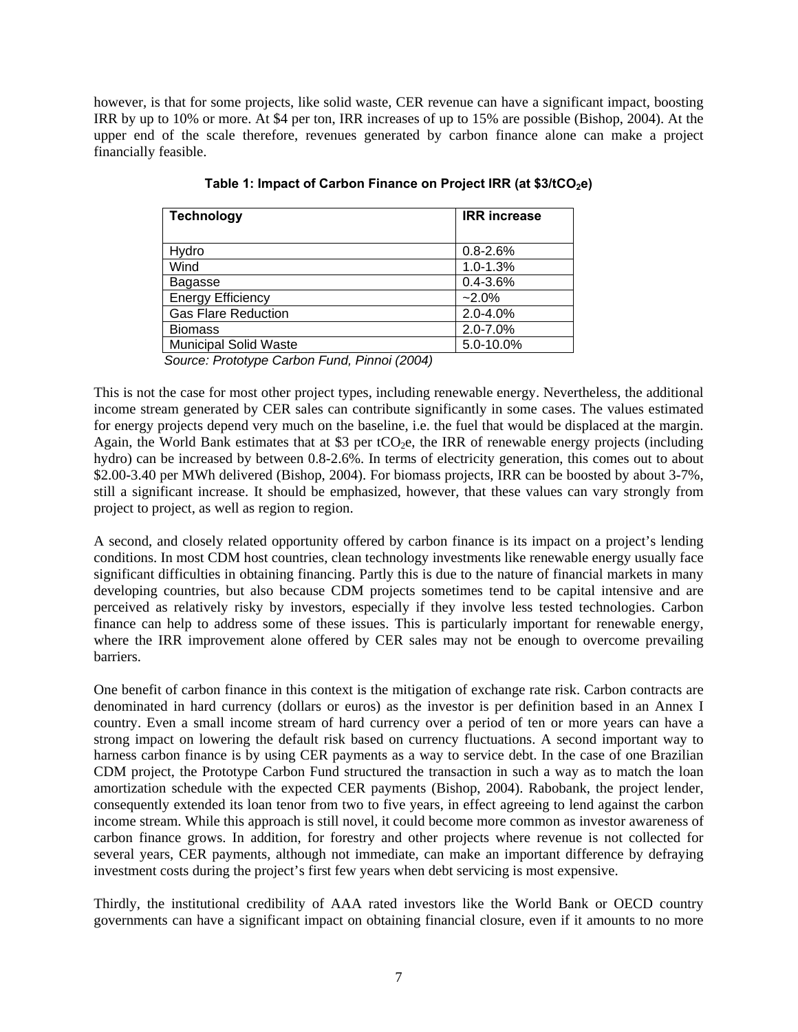however, is that for some projects, like solid waste, CER revenue can have a significant impact, boosting IRR by up to 10% or more. At $4 per ton, IRR increases of up to 15% are possible (Bishop, 2004). At the upper end of the scale therefore, revenues generated by carbon finance alone can make a project financially feasible.

**Table 1: Impact of Carbon Finance on Project IRR (at $3/tCO$_2$e)**

| Technology | IRR increase |
|---|---|
| Hydro | 0.8-2.6% |
| Wind | 1.0-1.3% |
| Bagasse | 0.4-3.6% |
| Energy Efficiency | ~2.0% |
| Gas Flare Reduction | 2.0-4.0% |
| Biomass | 2.0-7.0% |
| Municipal Solid Waste | 5.0-10.0% |

*Source: Prototype Carbon Fund, Pinnoi (2004)*

This is not the case for most other project types, including renewable energy. Nevertheless, the additional income stream generated by CER sales can contribute significantly in some cases. The values estimated for energy projects depend very much on the baseline, i.e. the fuel that would be displaced at the margin. Again, the World Bank estimates that at $3 per tCO$_2$e, the IRR of renewable energy projects (including hydro) can be increased by between 0.8-2.6%. In terms of electricity generation, this comes out to about $2.00-3.40 per MWh delivered (Bishop, 2004). For biomass projects, IRR can be boosted by about 3-7%, still a significant increase. It should be emphasized, however, that these values can vary strongly from project to project, as well as region to region.

A second, and closely related opportunity offered by carbon finance is its impact on a project's lending conditions. In most CDM host countries, clean technology investments like renewable energy usually face significant difficulties in obtaining financing. Partly this is due to the nature of financial markets in many developing countries, but also because CDM projects sometimes tend to be capital intensive and are perceived as relatively risky by investors, especially if they involve less tested technologies. Carbon finance can help to address some of these issues. This is particularly important for renewable energy, where the IRR improvement alone offered by CER sales may not be enough to overcome prevailing barriers.

One benefit of carbon finance in this context is the mitigation of exchange rate risk. Carbon contracts are denominated in hard currency (dollars or euros) as the investor is per definition based in an Annex I country. Even a small income stream of hard currency over a period of ten or more years can have a strong impact on lowering the default risk based on currency fluctuations. A second important way to harness carbon finance is by using CER payments as a way to service debt. In the case of one Brazilian CDM project, the Prototype Carbon Fund structured the transaction in such a way as to match the loan amortization schedule with the expected CER payments (Bishop, 2004). Rabobank, the project lender, consequently extended its loan tenor from two to five years, in effect agreeing to lend against the carbon income stream. While this approach is still novel, it could become more common as investor awareness of carbon finance grows. In addition, for forestry and other projects where revenue is not collected for several years, CER payments, although not immediate, can make an important difference by defraying investment costs during the project's first few years when debt servicing is most expensive.

Thirdly, the institutional credibility of AAA rated investors like the World Bank or OECD country governments can have a significant impact on obtaining financial closure, even if it amounts to no more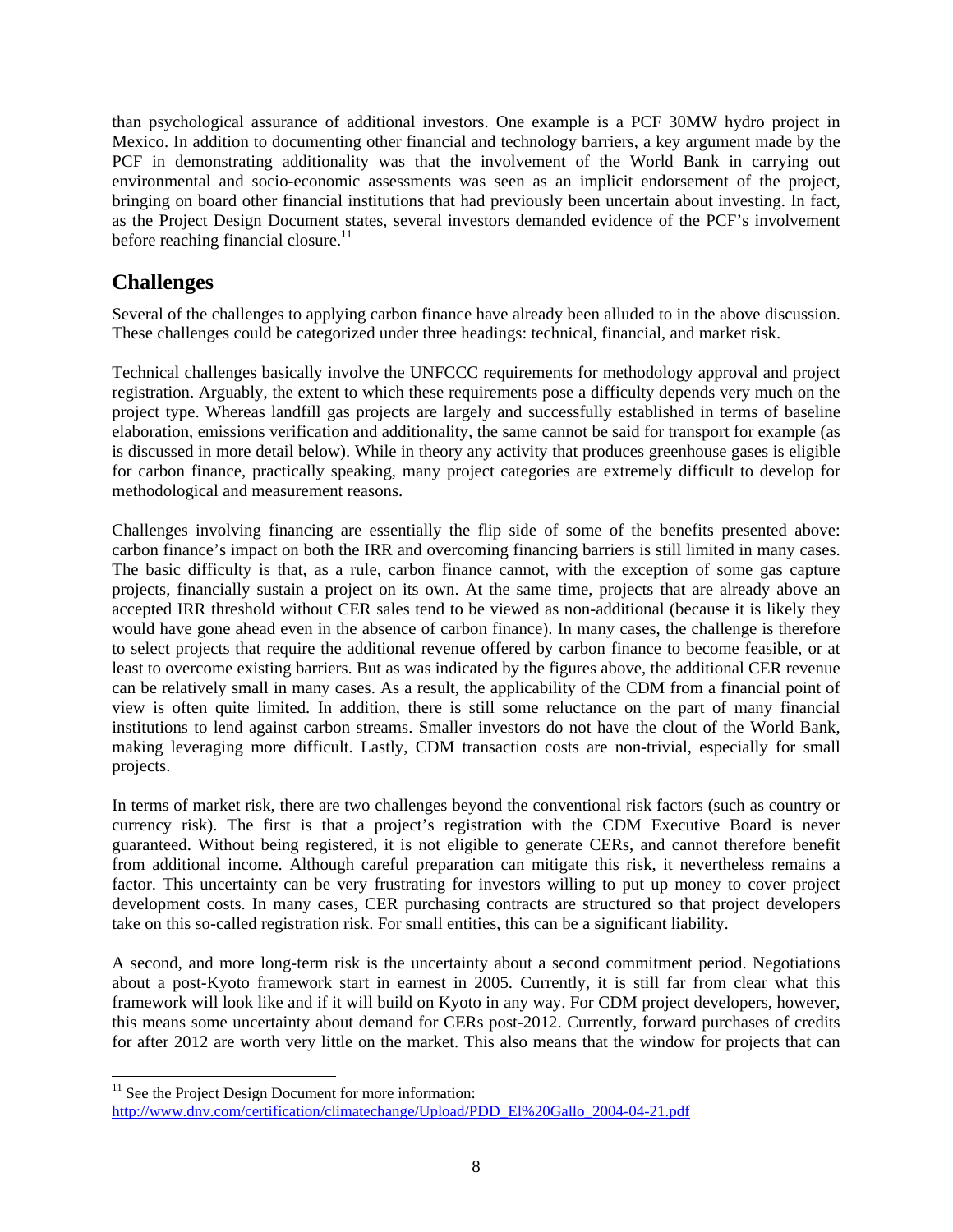than psychological assurance of additional investors. One example is a PCF 30MW hydro project in Mexico. In addition to documenting other financial and technology barriers, a key argument made by the PCF in demonstrating additionality was that the involvement of the World Bank in carrying out environmental and socio-economic assessments was seen as an implicit endorsement of the project, bringing on board other financial institutions that had previously been uncertain about investing. In fact, as the Project Design Document states, several investors demanded evidence of the PCF's involvement before reaching financial closure.[11]

## Challenges

Several of the challenges to applying carbon finance have already been alluded to in the above discussion. These challenges could be categorized under three headings: technical, financial, and market risk.

Technical challenges basically involve the UNFCCC requirements for methodology approval and project registration. Arguably, the extent to which these requirements pose a difficulty depends very much on the project type. Whereas landfill gas projects are largely and successfully established in terms of baseline elaboration, emissions verification and additionality, the same cannot be said for transport for example (as is discussed in more detail below). While in theory any activity that produces greenhouse gases is eligible for carbon finance, practically speaking, many project categories are extremely difficult to develop for methodological and measurement reasons.

Challenges involving financing are essentially the flip side of some of the benefits presented above: carbon finance's impact on both the IRR and overcoming financing barriers is still limited in many cases. The basic difficulty is that, as a rule, carbon finance cannot, with the exception of some gas capture projects, financially sustain a project on its own. At the same time, projects that are already above an accepted IRR threshold without CER sales tend to be viewed as non-additional (because it is likely they would have gone ahead even in the absence of carbon finance). In many cases, the challenge is therefore to select projects that require the additional revenue offered by carbon finance to become feasible, or at least to overcome existing barriers. But as was indicated by the figures above, the additional CER revenue can be relatively small in many cases. As a result, the applicability of the CDM from a financial point of view is often quite limited. In addition, there is still some reluctance on the part of many financial institutions to lend against carbon streams. Smaller investors do not have the clout of the World Bank, making leveraging more difficult. Lastly, CDM transaction costs are non-trivial, especially for small projects.

In terms of market risk, there are two challenges beyond the conventional risk factors (such as country or currency risk). The first is that a project's registration with the CDM Executive Board is never guaranteed. Without being registered, it is not eligible to generate CERs, and cannot therefore benefit from additional income. Although careful preparation can mitigate this risk, it nevertheless remains a factor. This uncertainty can be very frustrating for investors willing to put up money to cover project development costs. In many cases, CER purchasing contracts are structured so that project developers take on this so-called registration risk. For small entities, this can be a significant liability.

A second, and more long-term risk is the uncertainty about a second commitment period. Negotiations about a post-Kyoto framework start in earnest in 2005. Currently, it is still far from clear what this framework will look like and if it will build on Kyoto in any way. For CDM project developers, however, this means some uncertainty about demand for CERs post-2012. Currently, forward purchases of credits for after 2012 are worth very little on the market. This also means that the window for projects that can

---

[11] See the Project Design Document for more information: http://www.dnv.com/certification/climatechange/Upload/PDD_El%20Gallo_2004-04-21.pdf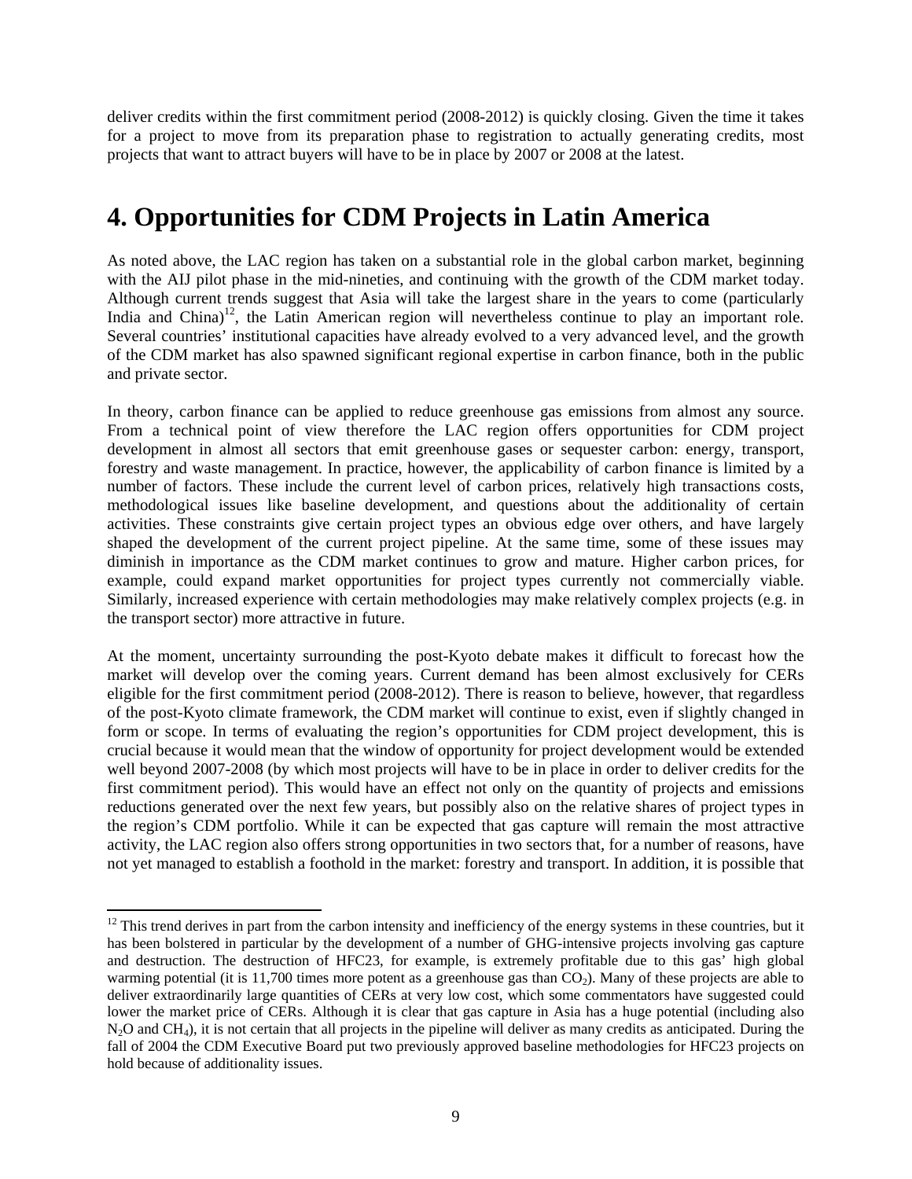deliver credits within the first commitment period (2008-2012) is quickly closing. Given the time it takes for a project to move from its preparation phase to registration to actually generating credits, most projects that want to attract buyers will have to be in place by 2007 or 2008 at the latest.

# 4. Opportunities for CDM Projects in Latin America

As noted above, the LAC region has taken on a substantial role in the global carbon market, beginning with the AIJ pilot phase in the mid-nineties, and continuing with the growth of the CDM market today. Although current trends suggest that Asia will take the largest share in the years to come (particularly India and China)[12], the Latin American region will nevertheless continue to play an important role. Several countries' institutional capacities have already evolved to a very advanced level, and the growth of the CDM market has also spawned significant regional expertise in carbon finance, both in the public and private sector.

In theory, carbon finance can be applied to reduce greenhouse gas emissions from almost any source. From a technical point of view therefore the LAC region offers opportunities for CDM project development in almost all sectors that emit greenhouse gases or sequester carbon: energy, transport, forestry and waste management. In practice, however, the applicability of carbon finance is limited by a number of factors. These include the current level of carbon prices, relatively high transactions costs, methodological issues like baseline development, and questions about the additionality of certain activities. These constraints give certain project types an obvious edge over others, and have largely shaped the development of the current project pipeline. At the same time, some of these issues may diminish in importance as the CDM market continues to grow and mature. Higher carbon prices, for example, could expand market opportunities for project types currently not commercially viable. Similarly, increased experience with certain methodologies may make relatively complex projects (e.g. in the transport sector) more attractive in future.

At the moment, uncertainty surrounding the post-Kyoto debate makes it difficult to forecast how the market will develop over the coming years. Current demand has been almost exclusively for CERs eligible for the first commitment period (2008-2012). There is reason to believe, however, that regardless of the post-Kyoto climate framework, the CDM market will continue to exist, even if slightly changed in form or scope. In terms of evaluating the region's opportunities for CDM project development, this is crucial because it would mean that the window of opportunity for project development would be extended well beyond 2007-2008 (by which most projects will have to be in place in order to deliver credits for the first commitment period). This would have an effect not only on the quantity of projects and emissions reductions generated over the next few years, but possibly also on the relative shares of project types in the region's CDM portfolio. While it can be expected that gas capture will remain the most attractive activity, the LAC region also offers strong opportunities in two sectors that, for a number of reasons, have not yet managed to establish a foothold in the market: forestry and transport. In addition, it is possible that

---

[12] This trend derives in part from the carbon intensity and inefficiency of the energy systems in these countries, but it has been bolstered in particular by the development of a number of GHG-intensive projects involving gas capture and destruction. The destruction of HFC23, for example, is extremely profitable due to this gas' high global warming potential (it is 11,700 times more potent as a greenhouse gas than $CO_2$). Many of these projects are able to deliver extraordinarily large quantities of CERs at very low cost, which some commentators have suggested could lower the market price of CERs. Although it is clear that gas capture in Asia has a huge potential (including also $N_2O$ and $CH_4$), it is not certain that all projects in the pipeline will deliver as many credits as anticipated. During the fall of 2004 the CDM Executive Board put two previously approved baseline methodologies for HFC23 projects on hold because of additionality issues.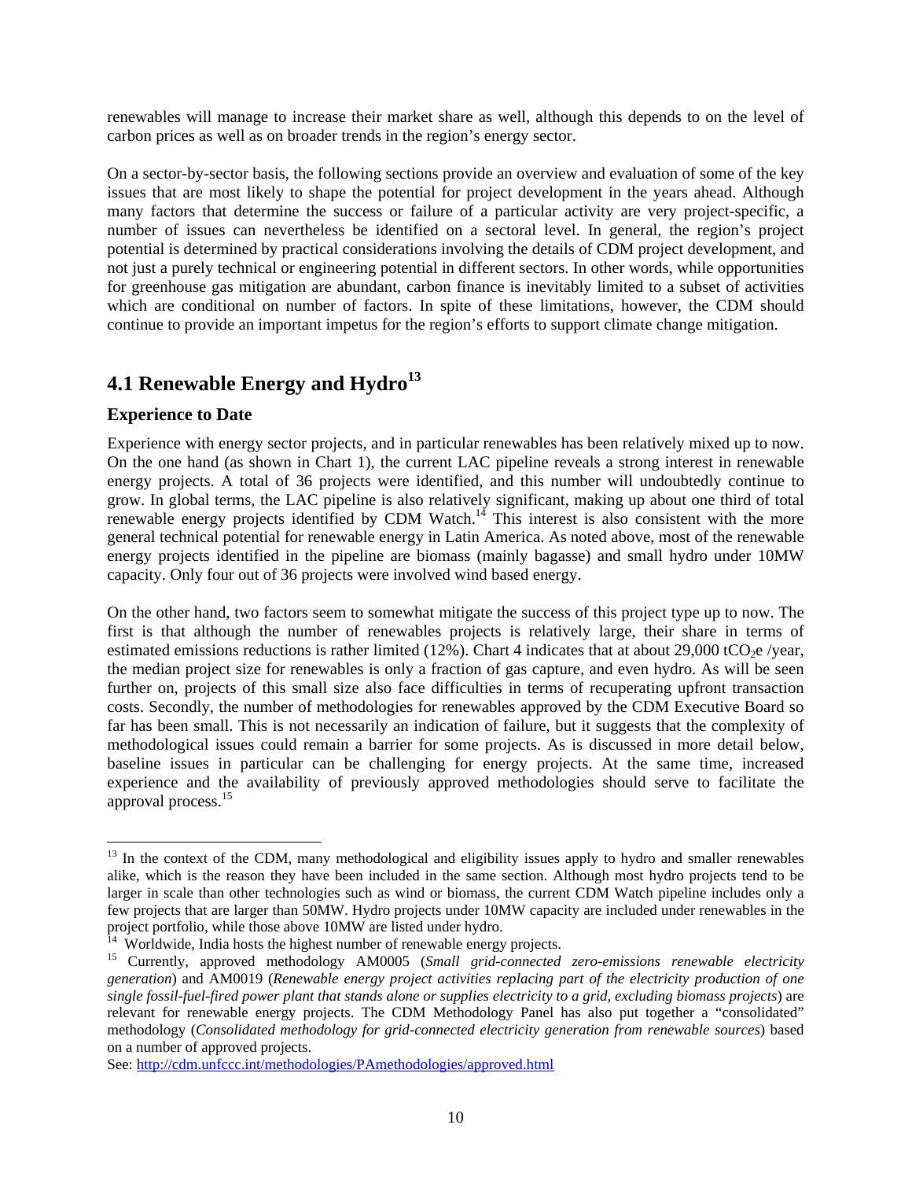renewables will manage to increase their market share as well, although this depends to on the level of carbon prices as well as on broader trends in the region's energy sector.

On a sector-by-sector basis, the following sections provide an overview and evaluation of some of the key issues that are most likely to shape the potential for project development in the years ahead. Although many factors that determine the success or failure of a particular activity are very project-specific, a number of issues can nevertheless be identified on a sectoral level. In general, the region's project potential is determined by practical considerations involving the details of CDM project development, and not just a purely technical or engineering potential in different sectors. In other words, while opportunities for greenhouse gas mitigation are abundant, carbon finance is inevitably limited to a subset of activities which are conditional on number of factors. In spite of these limitations, however, the CDM should continue to provide an important impetus for the region's efforts to support climate change mitigation.

## 4.1 Renewable Energy and Hydro[13]

### Experience to Date

Experience with energy sector projects, and in particular renewables has been relatively mixed up to now. On the one hand (as shown in Chart 1), the current LAC pipeline reveals a strong interest in renewable energy projects. A total of 36 projects were identified, and this number will undoubtedly continue to grow. In global terms, the LAC pipeline is also relatively significant, making up about one third of total renewable energy projects identified by CDM Watch.[14] This interest is also consistent with the more general technical potential for renewable energy in Latin America. As noted above, most of the renewable energy projects identified in the pipeline are biomass (mainly bagasse) and small hydro under 10MW capacity. Only four out of 36 projects were involved wind based energy.

On the other hand, two factors seem to somewhat mitigate the success of this project type up to now. The first is that although the number of renewables projects is relatively large, their share in terms of estimated emissions reductions is rather limited (12%). Chart 4 indicates that at about 29,000 $tCO_2e$ /year, the median project size for renewables is only a fraction of gas capture, and even hydro. As will be seen further on, projects of this small size also face difficulties in terms of recuperating upfront transaction costs. Secondly, the number of methodologies for renewables approved by the CDM Executive Board so far has been small. This is not necessarily an indication of failure, but it suggests that the complexity of methodological issues could remain a barrier for some projects. As is discussed in more detail below, baseline issues in particular can be challenging for energy projects. At the same time, increased experience and the availability of previously approved methodologies should serve to facilitate the approval process.[15]

---

[13] In the context of the CDM, many methodological and eligibility issues apply to hydro and smaller renewables alike, which is the reason they have been included in the same section. Although most hydro projects tend to be larger in scale than other technologies such as wind or biomass, the current CDM Watch pipeline includes only a few projects that are larger than 50MW. Hydro projects under 10MW capacity are included under renewables in the project portfolio, while those above 10MW are listed under hydro.

[14] Worldwide, India hosts the highest number of renewable energy projects.

[15] Currently, approved methodology AM0005 (*Small grid-connected zero-emissions renewable electricity generation*) and AM0019 (*Renewable energy project activities replacing part of the electricity production of one single fossil-fuel-fired power plant that stands alone or supplies electricity to a grid, excluding biomass projects*) are relevant for renewable energy projects. The CDM Methodology Panel has also put together a "consolidated" methodology (*Consolidated methodology for grid-connected electricity generation from renewable sources*) based on a number of approved projects.

See: http://cdm.unfccc.int/methodologies/PAmethodologies/approved.html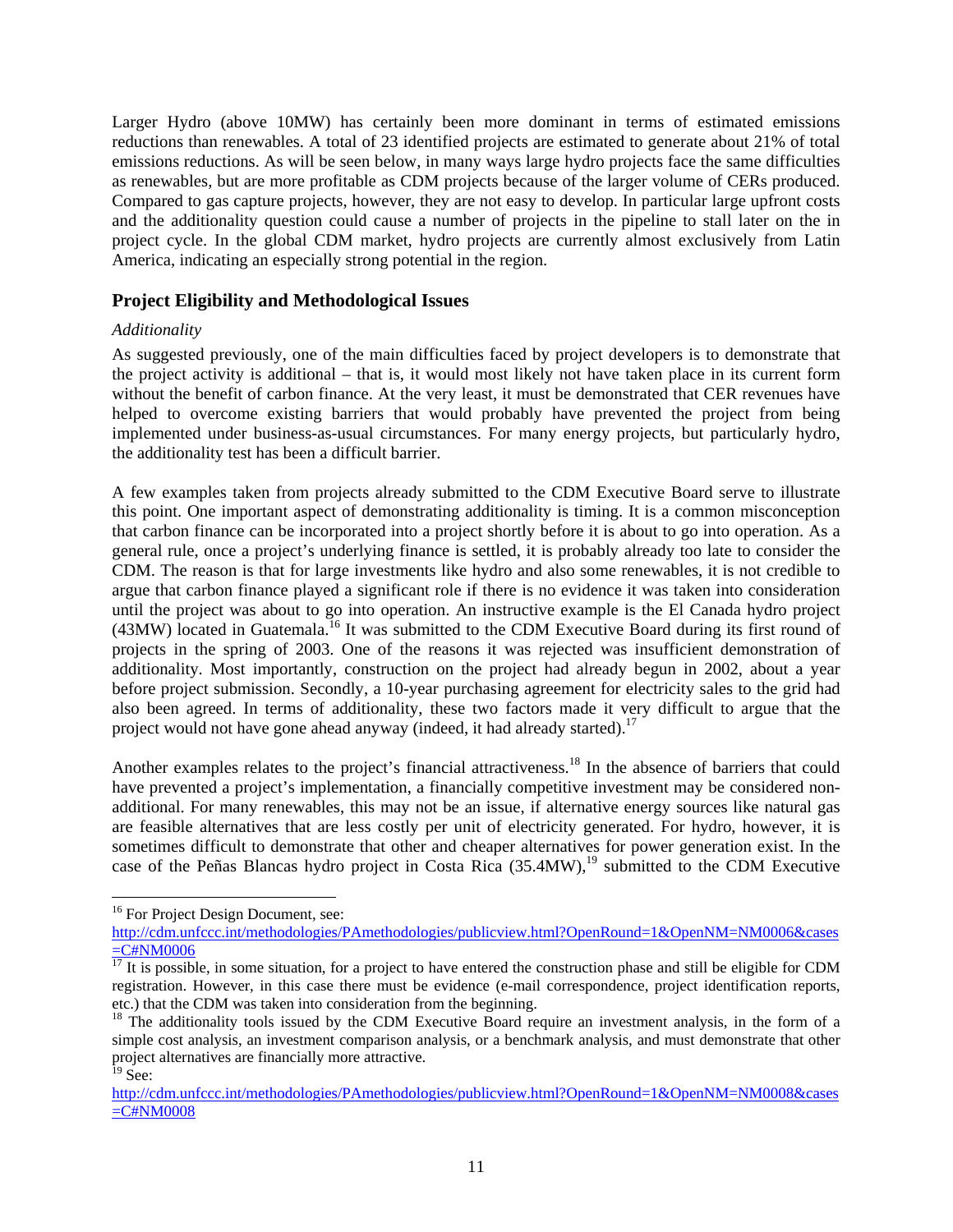Larger Hydro (above 10MW) has certainly been more dominant in terms of estimated emissions reductions than renewables. A total of 23 identified projects are estimated to generate about 21% of total emissions reductions. As will be seen below, in many ways large hydro projects face the same difficulties as renewables, but are more profitable as CDM projects because of the larger volume of CERs produced. Compared to gas capture projects, however, they are not easy to develop. In particular large upfront costs and the additionality question could cause a number of projects in the pipeline to stall later on the in project cycle. In the global CDM market, hydro projects are currently almost exclusively from Latin America, indicating an especially strong potential in the region.

## Project Eligibility and Methodological Issues

*Additionality*

As suggested previously, one of the main difficulties faced by project developers is to demonstrate that the project activity is additional – that is, it would most likely not have taken place in its current form without the benefit of carbon finance. At the very least, it must be demonstrated that CER revenues have helped to overcome existing barriers that would probably have prevented the project from being implemented under business-as-usual circumstances. For many energy projects, but particularly hydro, the additionality test has been a difficult barrier.

A few examples taken from projects already submitted to the CDM Executive Board serve to illustrate this point. One important aspect of demonstrating additionality is timing. It is a common misconception that carbon finance can be incorporated into a project shortly before it is about to go into operation. As a general rule, once a project's underlying finance is settled, it is probably already too late to consider the CDM. The reason is that for large investments like hydro and also some renewables, it is not credible to argue that carbon finance played a significant role if there is no evidence it was taken into consideration until the project was about to go into operation. An instructive example is the El Canada hydro project (43MW) located in Guatemala.[16] It was submitted to the CDM Executive Board during its first round of projects in the spring of 2003. One of the reasons it was rejected was insufficient demonstration of additionality. Most importantly, construction on the project had already begun in 2002, about a year before project submission. Secondly, a 10-year purchasing agreement for electricity sales to the grid had also been agreed. In terms of additionality, these two factors made it very difficult to argue that the project would not have gone ahead anyway (indeed, it had already started).[17]

Another examples relates to the project's financial attractiveness.[18] In the absence of barriers that could have prevented a project's implementation, a financially competitive investment may be considered non-additional. For many renewables, this may not be an issue, if alternative energy sources like natural gas are feasible alternatives that are less costly per unit of electricity generated. For hydro, however, it is sometimes difficult to demonstrate that other and cheaper alternatives for power generation exist. In the case of the Peñas Blancas hydro project in Costa Rica (35.4MW),[19] submitted to the CDM Executive

---

[16] For Project Design Document, see: http://cdm.unfccc.int/methodologies/PAmethodologies/publicview.html?OpenRound=1&OpenNM=NM0006&cases=C#NM0006

[17] It is possible, in some situation, for a project to have entered the construction phase and still be eligible for CDM registration. However, in this case there must be evidence (e-mail correspondence, project identification reports, etc.) that the CDM was taken into consideration from the beginning.

[18] The additionality tools issued by the CDM Executive Board require an investment analysis, in the form of a simple cost analysis, an investment comparison analysis, or a benchmark analysis, and must demonstrate that other project alternatives are financially more attractive.

[19] See: http://cdm.unfccc.int/methodologies/PAmethodologies/publicview.html?OpenRound=1&OpenNM=NM0008&cases=C#NM0008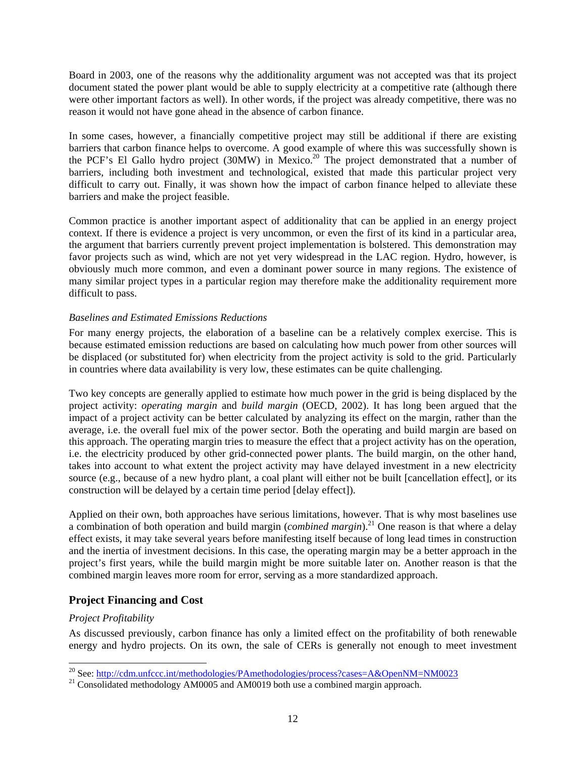Board in 2003, one of the reasons why the additionality argument was not accepted was that its project document stated the power plant would be able to supply electricity at a competitive rate (although there were other important factors as well). In other words, if the project was already competitive, there was no reason it would not have gone ahead in the absence of carbon finance.

In some cases, however, a financially competitive project may still be additional if there are existing barriers that carbon finance helps to overcome. A good example of where this was successfully shown is the PCF's El Gallo hydro project (30MW) in Mexico.[20] The project demonstrated that a number of barriers, including both investment and technological, existed that made this particular project very difficult to carry out. Finally, it was shown how the impact of carbon finance helped to alleviate these barriers and make the project feasible.

Common practice is another important aspect of additionality that can be applied in an energy project context. If there is evidence a project is very uncommon, or even the first of its kind in a particular area, the argument that barriers currently prevent project implementation is bolstered. This demonstration may favor projects such as wind, which are not yet very widespread in the LAC region. Hydro, however, is obviously much more common, and even a dominant power source in many regions. The existence of many similar project types in a particular region may therefore make the additionality requirement more difficult to pass.

*Baselines and Estimated Emissions Reductions*

For many energy projects, the elaboration of a baseline can be a relatively complex exercise. This is because estimated emission reductions are based on calculating how much power from other sources will be displaced (or substituted for) when electricity from the project activity is sold to the grid. Particularly in countries where data availability is very low, these estimates can be quite challenging.

Two key concepts are generally applied to estimate how much power in the grid is being displaced by the project activity: *operating margin* and *build margin* (OECD, 2002). It has long been argued that the impact of a project activity can be better calculated by analyzing its effect on the margin, rather than the average, i.e. the overall fuel mix of the power sector. Both the operating and build margin are based on this approach. The operating margin tries to measure the effect that a project activity has on the operation, i.e. the electricity produced by other grid-connected power plants. The build margin, on the other hand, takes into account to what extent the project activity may have delayed investment in a new electricity source (e.g., because of a new hydro plant, a coal plant will either not be built [cancellation effect], or its construction will be delayed by a certain time period [delay effect]).

Applied on their own, both approaches have serious limitations, however. That is why most baselines use a combination of both operation and build margin (*combined margin*).[21] One reason is that where a delay effect exists, it may take several years before manifesting itself because of long lead times in construction and the inertia of investment decisions. In this case, the operating margin may be a better approach in the project's first years, while the build margin might be more suitable later on. Another reason is that the combined margin leaves more room for error, serving as a more standardized approach.

## Project Financing and Cost

*Project Profitability*

As discussed previously, carbon finance has only a limited effect on the profitability of both renewable energy and hydro projects. On its own, the sale of CERs is generally not enough to meet investment

---

[20] See: http://cdm.unfccc.int/methodologies/PAmethodologies/process?cases=A&OpenNM=NM0023

[21] Consolidated methodology AM0005 and AM0019 both use a combined margin approach.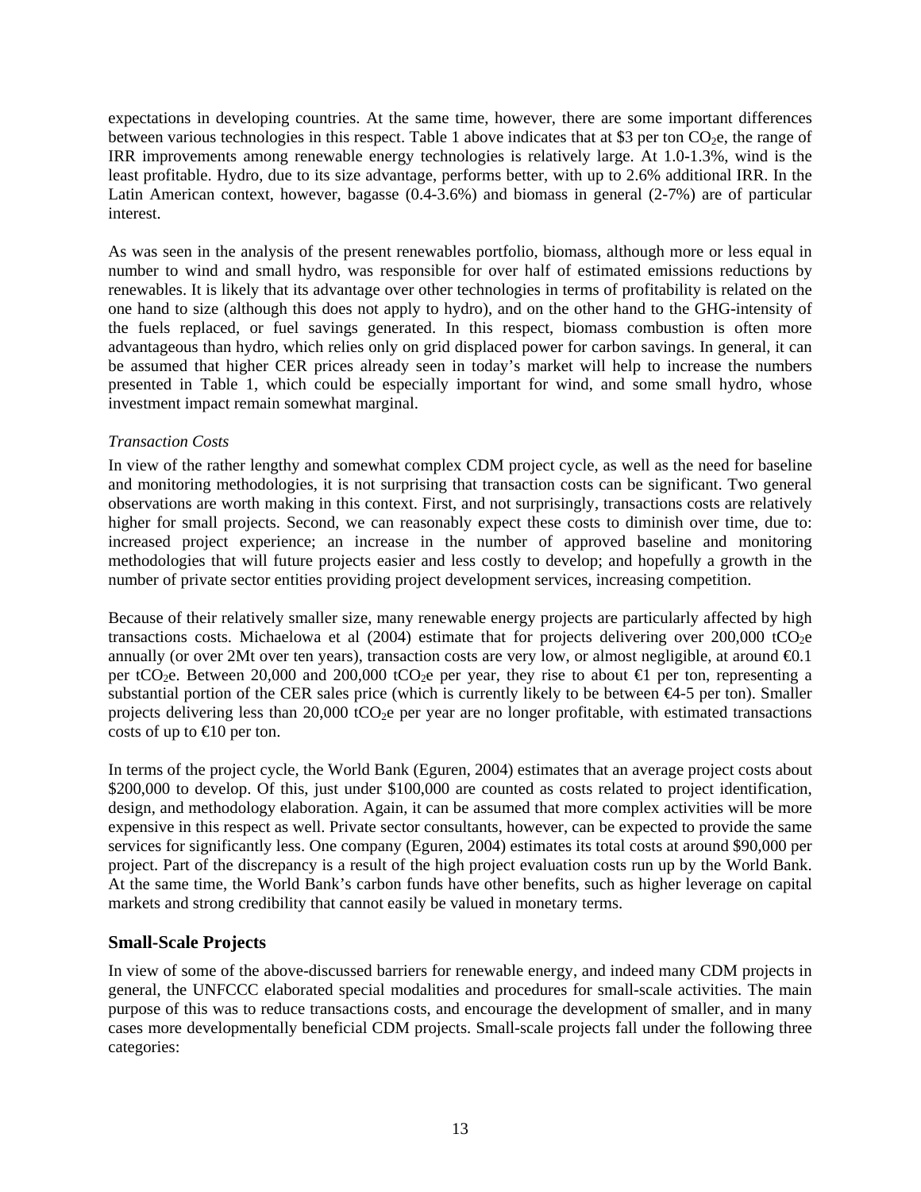expectations in developing countries. At the same time, however, there are some important differences between various technologies in this respect. Table 1 above indicates that at \$3 per ton $CO_2e$, the range of IRR improvements among renewable energy technologies is relatively large. At 1.0-1.3%, wind is the least profitable. Hydro, due to its size advantage, performs better, with up to 2.6% additional IRR. In the Latin American context, however, bagasse (0.4-3.6%) and biomass in general (2-7%) are of particular interest.

As was seen in the analysis of the present renewables portfolio, biomass, although more or less equal in number to wind and small hydro, was responsible for over half of estimated emissions reductions by renewables. It is likely that its advantage over other technologies in terms of profitability is related on the one hand to size (although this does not apply to hydro), and on the other hand to the GHG-intensity of the fuels replaced, or fuel savings generated. In this respect, biomass combustion is often more advantageous than hydro, which relies only on grid displaced power for carbon savings. In general, it can be assumed that higher CER prices already seen in today's market will help to increase the numbers presented in Table 1, which could be especially important for wind, and some small hydro, whose investment impact remain somewhat marginal.

*Transaction Costs*

In view of the rather lengthy and somewhat complex CDM project cycle, as well as the need for baseline and monitoring methodologies, it is not surprising that transaction costs can be significant. Two general observations are worth making in this context. First, and not surprisingly, transactions costs are relatively higher for small projects. Second, we can reasonably expect these costs to diminish over time, due to: increased project experience; an increase in the number of approved baseline and monitoring methodologies that will future projects easier and less costly to develop; and hopefully a growth in the number of private sector entities providing project development services, increasing competition.

Because of their relatively smaller size, many renewable energy projects are particularly affected by high transactions costs. Michaelowa et al (2004) estimate that for projects delivering over 200,000 $tCO_2e$ annually (or over 2Mt over ten years), transaction costs are very low, or almost negligible, at around €0.1 per $tCO_2e$. Between 20,000 and 200,000 $tCO_2e$ per year, they rise to about €1 per ton, representing a substantial portion of the CER sales price (which is currently likely to be between €4-5 per ton). Smaller projects delivering less than 20,000 $tCO_2e$ per year are no longer profitable, with estimated transactions costs of up to €10 per ton.

In terms of the project cycle, the World Bank (Eguren, 2004) estimates that an average project costs about \$200,000 to develop. Of this, just under \$100,000 are counted as costs related to project identification, design, and methodology elaboration. Again, it can be assumed that more complex activities will be more expensive in this respect as well. Private sector consultants, however, can be expected to provide the same services for significantly less. One company (Eguren, 2004) estimates its total costs at around \$90,000 per project. Part of the discrepancy is a result of the high project evaluation costs run up by the World Bank. At the same time, the World Bank's carbon funds have other benefits, such as higher leverage on capital markets and strong credibility that cannot easily be valued in monetary terms.

## Small-Scale Projects

In view of some of the above-discussed barriers for renewable energy, and indeed many CDM projects in general, the UNFCCC elaborated special modalities and procedures for small-scale activities. The main purpose of this was to reduce transactions costs, and encourage the development of smaller, and in many cases more developmentally beneficial CDM projects. Small-scale projects fall under the following three categories: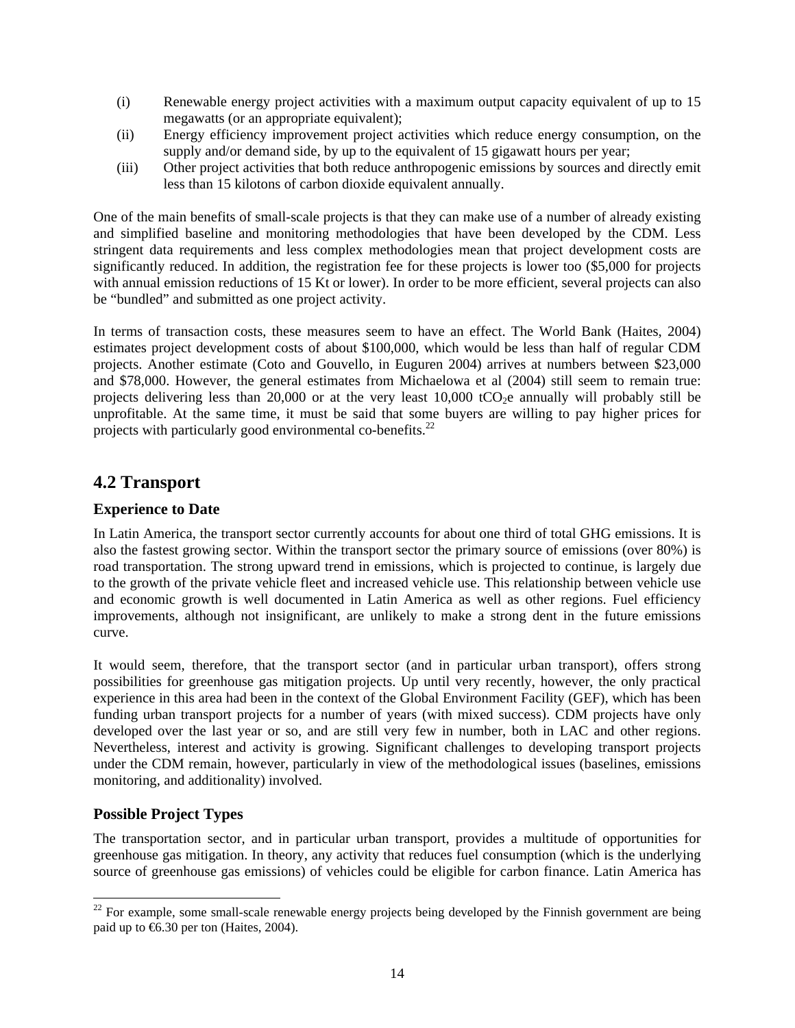(i) Renewable energy project activities with a maximum output capacity equivalent of up to 15 megawatts (or an appropriate equivalent);

(ii) Energy efficiency improvement project activities which reduce energy consumption, on the supply and/or demand side, by up to the equivalent of 15 gigawatt hours per year;

(iii) Other project activities that both reduce anthropogenic emissions by sources and directly emit less than 15 kilotons of carbon dioxide equivalent annually.

One of the main benefits of small-scale projects is that they can make use of a number of already existing and simplified baseline and monitoring methodologies that have been developed by the CDM. Less stringent data requirements and less complex methodologies mean that project development costs are significantly reduced. In addition, the registration fee for these projects is lower too ($5,000 for projects with annual emission reductions of 15 Kt or lower). In order to be more efficient, several projects can also be "bundled" and submitted as one project activity.

In terms of transaction costs, these measures seem to have an effect. The World Bank (Haites, 2004) estimates project development costs of about $100,000, which would be less than half of regular CDM projects. Another estimate (Coto and Gouvello, in Euguren 2004) arrives at numbers between $23,000 and $78,000. However, the general estimates from Michaelowa et al (2004) still seem to remain true: projects delivering less than 20,000 or at the very least 10,000 $tCO_2e$ annually will probably still be unprofitable. At the same time, it must be said that some buyers are willing to pay higher prices for projects with particularly good environmental co-benefits.[22]

## 4.2 Transport

### Experience to Date

In Latin America, the transport sector currently accounts for about one third of total GHG emissions. It is also the fastest growing sector. Within the transport sector the primary source of emissions (over 80%) is road transportation. The strong upward trend in emissions, which is projected to continue, is largely due to the growth of the private vehicle fleet and increased vehicle use. This relationship between vehicle use and economic growth is well documented in Latin America as well as other regions. Fuel efficiency improvements, although not insignificant, are unlikely to make a strong dent in the future emissions curve.

It would seem, therefore, that the transport sector (and in particular urban transport), offers strong possibilities for greenhouse gas mitigation projects. Up until very recently, however, the only practical experience in this area had been in the context of the Global Environment Facility (GEF), which has been funding urban transport projects for a number of years (with mixed success). CDM projects have only developed over the last year or so, and are still very few in number, both in LAC and other regions. Nevertheless, interest and activity is growing. Significant challenges to developing transport projects under the CDM remain, however, particularly in view of the methodological issues (baselines, emissions monitoring, and additionality) involved.

### Possible Project Types

The transportation sector, and in particular urban transport, provides a multitude of opportunities for greenhouse gas mitigation. In theory, any activity that reduces fuel consumption (which is the underlying source of greenhouse gas emissions) of vehicles could be eligible for carbon finance. Latin America has

---

[22] For example, some small-scale renewable energy projects being developed by the Finnish government are being paid up to €6.30 per ton (Haites, 2004).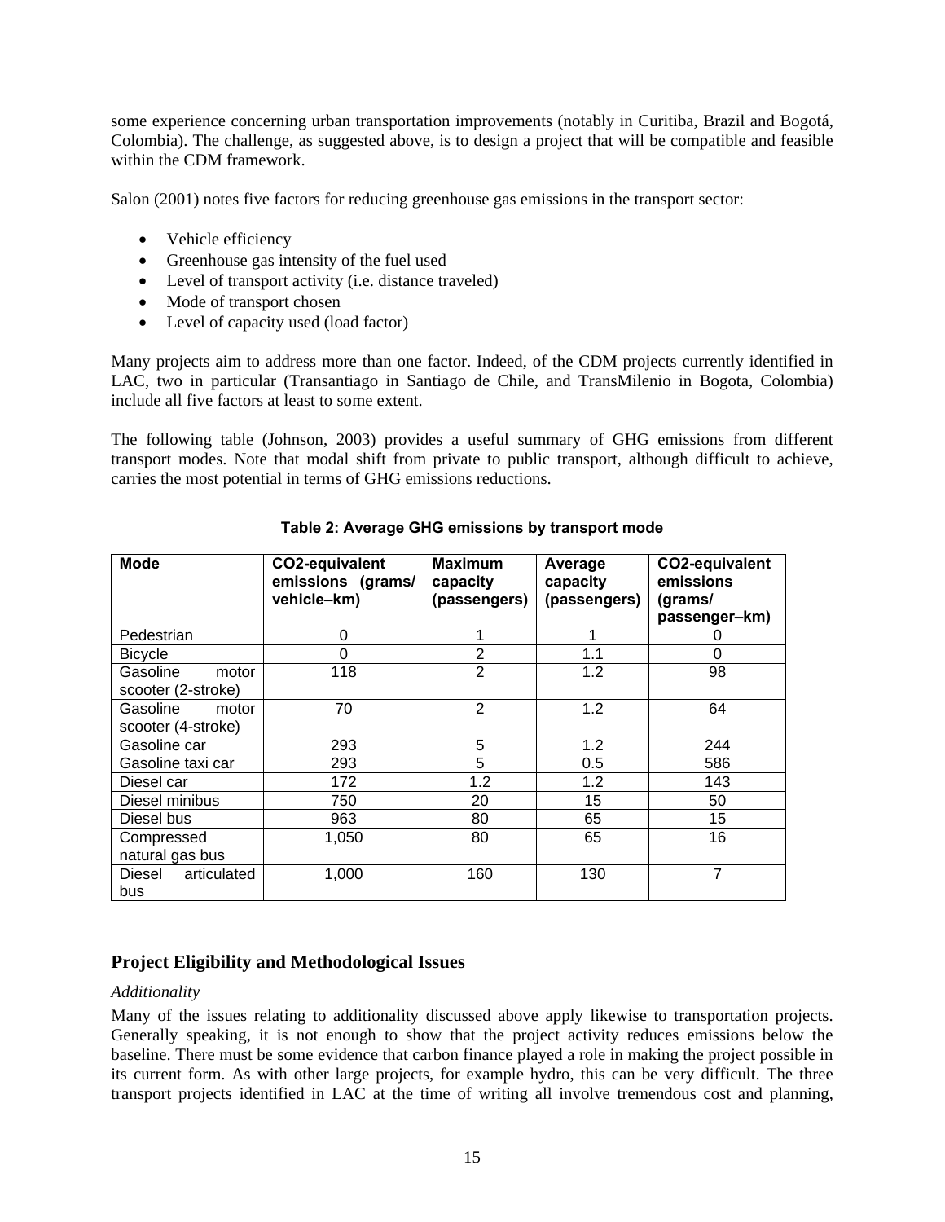some experience concerning urban transportation improvements (notably in Curitiba, Brazil and Bogotá, Colombia). The challenge, as suggested above, is to design a project that will be compatible and feasible within the CDM framework.

Salon (2001) notes five factors for reducing greenhouse gas emissions in the transport sector:

- Vehicle efficiency
- Greenhouse gas intensity of the fuel used
- Level of transport activity (i.e. distance traveled)
- Mode of transport chosen
- Level of capacity used (load factor)

Many projects aim to address more than one factor. Indeed, of the CDM projects currently identified in LAC, two in particular (Transantiago in Santiago de Chile, and TransMilenio in Bogota, Colombia) include all five factors at least to some extent.

The following table (Johnson, 2003) provides a useful summary of GHG emissions from different transport modes. Note that modal shift from private to public transport, although difficult to achieve, carries the most potential in terms of GHG emissions reductions.

**Table 2: Average GHG emissions by transport mode**

| Mode | CO2-equivalent emissions (grams/ vehicle–km) | Maximum capacity (passengers) | Average capacity (passengers) | CO2-equivalent emissions (grams/ passenger–km) |
|---|---|---|---|---|
| Pedestrian | 0 | 1 | 1 | 0 |
| Bicycle | 0 | 2 | 1.1 | 0 |
| Gasoline motor scooter (2-stroke) | 118 | 2 | 1.2 | 98 |
| Gasoline motor scooter (4-stroke) | 70 | 2 | 1.2 | 64 |
| Gasoline car | 293 | 5 | 1.2 | 244 |
| Gasoline taxi car | 293 | 5 | 0.5 | 586 |
| Diesel car | 172 | 1.2 | 1.2 | 143 |
| Diesel minibus | 750 | 20 | 15 | 50 |
| Diesel bus | 963 | 80 | 65 | 15 |
| Compressed natural gas bus | 1,050 | 80 | 65 | 16 |
| Diesel articulated bus | 1,000 | 160 | 130 | 7 |

## Project Eligibility and Methodological Issues

*Additionality*

Many of the issues relating to additionality discussed above apply likewise to transportation projects. Generally speaking, it is not enough to show that the project activity reduces emissions below the baseline. There must be some evidence that carbon finance played a role in making the project possible in its current form. As with other large projects, for example hydro, this can be very difficult. The three transport projects identified in LAC at the time of writing all involve tremendous cost and planning,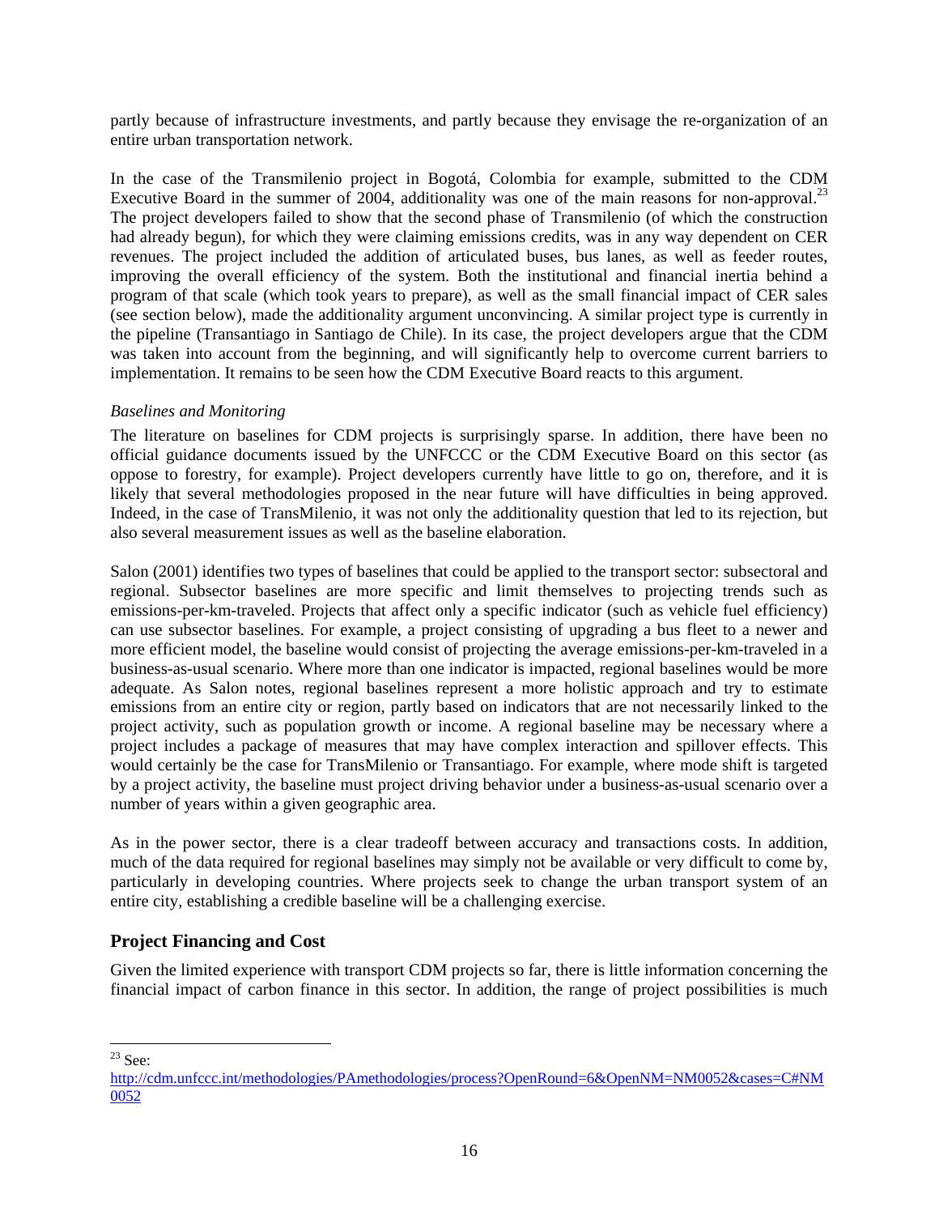partly because of infrastructure investments, and partly because they envisage the re-organization of an entire urban transportation network.

In the case of the Transmilenio project in Bogotá, Colombia for example, submitted to the CDM Executive Board in the summer of 2004, additionality was one of the main reasons for non-approval.[23] The project developers failed to show that the second phase of Transmilenio (of which the construction had already begun), for which they were claiming emissions credits, was in any way dependent on CER revenues. The project included the addition of articulated buses, bus lanes, as well as feeder routes, improving the overall efficiency of the system. Both the institutional and financial inertia behind a program of that scale (which took years to prepare), as well as the small financial impact of CER sales (see section below), made the additionality argument unconvincing. A similar project type is currently in the pipeline (Transantiago in Santiago de Chile). In its case, the project developers argue that the CDM was taken into account from the beginning, and will significantly help to overcome current barriers to implementation. It remains to be seen how the CDM Executive Board reacts to this argument.

*Baselines and Monitoring*

The literature on baselines for CDM projects is surprisingly sparse. In addition, there have been no official guidance documents issued by the UNFCCC or the CDM Executive Board on this sector (as oppose to forestry, for example). Project developers currently have little to go on, therefore, and it is likely that several methodologies proposed in the near future will have difficulties in being approved. Indeed, in the case of TransMilenio, it was not only the additionality question that led to its rejection, but also several measurement issues as well as the baseline elaboration.

Salon (2001) identifies two types of baselines that could be applied to the transport sector: subsectoral and regional. Subsector baselines are more specific and limit themselves to projecting trends such as emissions-per-km-traveled. Projects that affect only a specific indicator (such as vehicle fuel efficiency) can use subsector baselines. For example, a project consisting of upgrading a bus fleet to a newer and more efficient model, the baseline would consist of projecting the average emissions-per-km-traveled in a business-as-usual scenario. Where more than one indicator is impacted, regional baselines would be more adequate. As Salon notes, regional baselines represent a more holistic approach and try to estimate emissions from an entire city or region, partly based on indicators that are not necessarily linked to the project activity, such as population growth or income. A regional baseline may be necessary where a project includes a package of measures that may have complex interaction and spillover effects. This would certainly be the case for TransMilenio or Transantiago. For example, where mode shift is targeted by a project activity, the baseline must project driving behavior under a business-as-usual scenario over a number of years within a given geographic area.

As in the power sector, there is a clear tradeoff between accuracy and transactions costs. In addition, much of the data required for regional baselines may simply not be available or very difficult to come by, particularly in developing countries. Where projects seek to change the urban transport system of an entire city, establishing a credible baseline will be a challenging exercise.

## Project Financing and Cost

Given the limited experience with transport CDM projects so far, there is little information concerning the financial impact of carbon finance in this sector. In addition, the range of project possibilities is much

[23] See: http://cdm.unfccc.int/methodologies/PAmethodologies/process?OpenRound=6&OpenNM=NM0052&cases=C#NM0052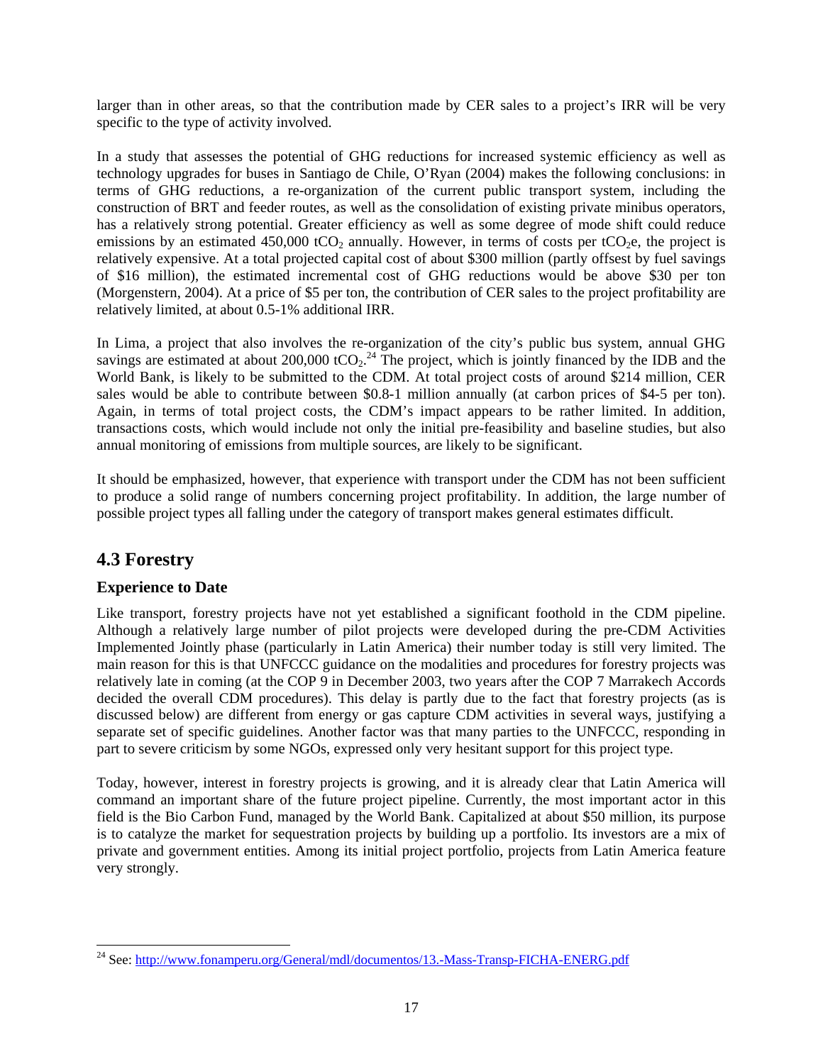larger than in other areas, so that the contribution made by CER sales to a project's IRR will be very specific to the type of activity involved.

In a study that assesses the potential of GHG reductions for increased systemic efficiency as well as technology upgrades for buses in Santiago de Chile, O'Ryan (2004) makes the following conclusions: in terms of GHG reductions, a re-organization of the current public transport system, including the construction of BRT and feeder routes, as well as the consolidation of existing private minibus operators, has a relatively strong potential. Greater efficiency as well as some degree of mode shift could reduce emissions by an estimated 450,000 $tCO_2$ annually. However, in terms of costs per $tCO_2e$, the project is relatively expensive. At a total projected capital cost of about $300 million (partly offsest by fuel savings of $16 million), the estimated incremental cost of GHG reductions would be above $30 per ton (Morgenstern, 2004). At a price of $5 per ton, the contribution of CER sales to the project profitability are relatively limited, at about 0.5-1% additional IRR.

In Lima, a project that also involves the re-organization of the city's public bus system, annual GHG savings are estimated at about 200,000 $tCO_2$.[24] The project, which is jointly financed by the IDB and the World Bank, is likely to be submitted to the CDM. At total project costs of around $214 million, CER sales would be able to contribute between $0.8-1 million annually (at carbon prices of $4-5 per ton). Again, in terms of total project costs, the CDM's impact appears to be rather limited. In addition, transactions costs, which would include not only the initial pre-feasibility and baseline studies, but also annual monitoring of emissions from multiple sources, are likely to be significant.

It should be emphasized, however, that experience with transport under the CDM has not been sufficient to produce a solid range of numbers concerning project profitability. In addition, the large number of possible project types all falling under the category of transport makes general estimates difficult.

## 4.3 Forestry

### Experience to Date

Like transport, forestry projects have not yet established a significant foothold in the CDM pipeline. Although a relatively large number of pilot projects were developed during the pre-CDM Activities Implemented Jointly phase (particularly in Latin America) their number today is still very limited. The main reason for this is that UNFCCC guidance on the modalities and procedures for forestry projects was relatively late in coming (at the COP 9 in December 2003, two years after the COP 7 Marrakech Accords decided the overall CDM procedures). This delay is partly due to the fact that forestry projects (as is discussed below) are different from energy or gas capture CDM activities in several ways, justifying a separate set of specific guidelines. Another factor was that many parties to the UNFCCC, responding in part to severe criticism by some NGOs, expressed only very hesitant support for this project type.

Today, however, interest in forestry projects is growing, and it is already clear that Latin America will command an important share of the future project pipeline. Currently, the most important actor in this field is the Bio Carbon Fund, managed by the World Bank. Capitalized at about $50 million, its purpose is to catalyze the market for sequestration projects by building up a portfolio. Its investors are a mix of private and government entities. Among its initial project portfolio, projects from Latin America feature very strongly.

[24] See: http://www.fonamperu.org/General/mdl/documentos/13.-Mass-Transp-FICHA-ENERG.pdf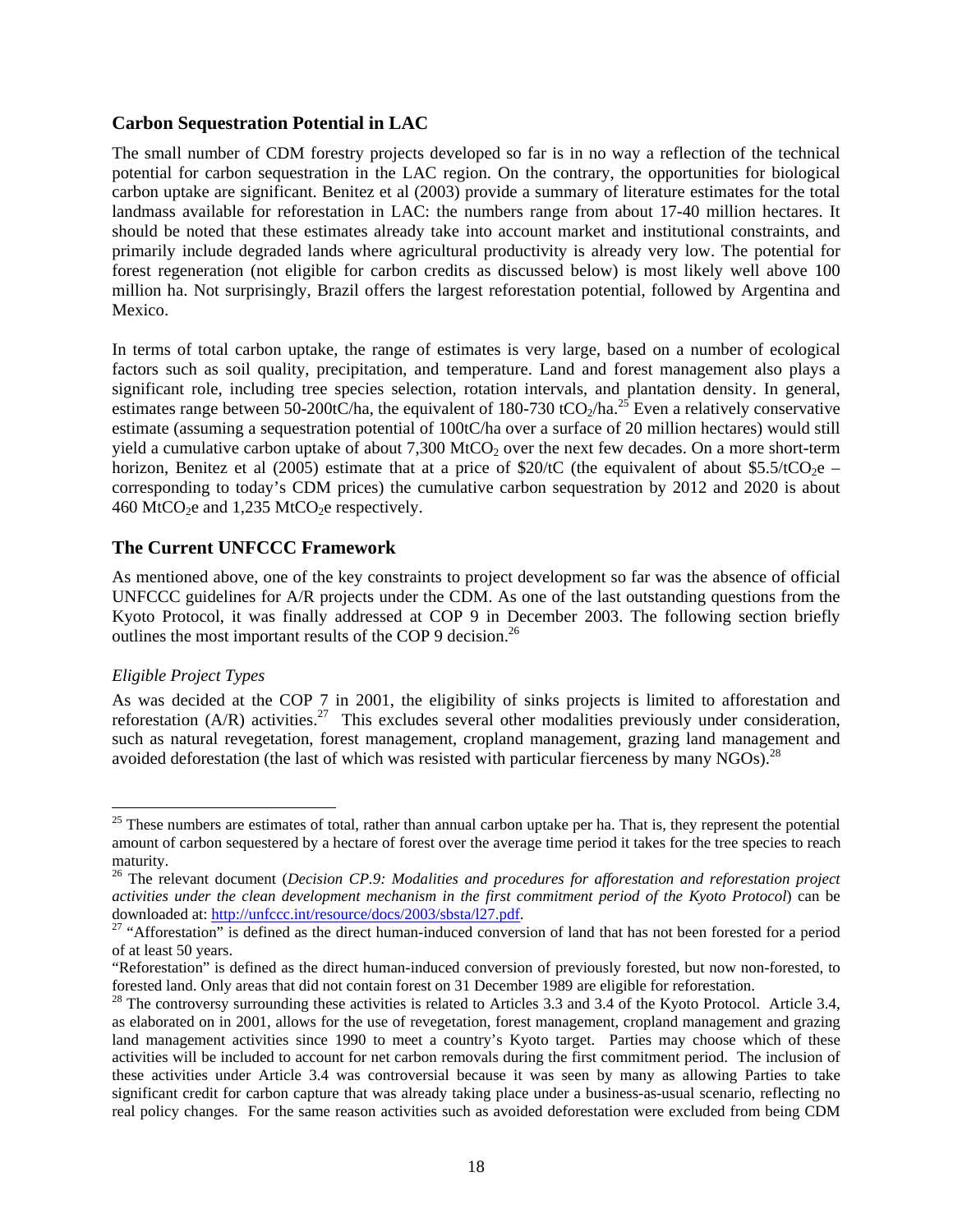## Carbon Sequestration Potential in LAC

The small number of CDM forestry projects developed so far is in no way a reflection of the technical potential for carbon sequestration in the LAC region. On the contrary, the opportunities for biological carbon uptake are significant. Benitez et al (2003) provide a summary of literature estimates for the total landmass available for reforestation in LAC: the numbers range from about 17-40 million hectares. It should be noted that these estimates already take into account market and institutional constraints, and primarily include degraded lands where agricultural productivity is already very low. The potential for forest regeneration (not eligible for carbon credits as discussed below) is most likely well above 100 million ha. Not surprisingly, Brazil offers the largest reforestation potential, followed by Argentina and Mexico.

In terms of total carbon uptake, the range of estimates is very large, based on a number of ecological factors such as soil quality, precipitation, and temperature. Land and forest management also plays a significant role, including tree species selection, rotation intervals, and plantation density. In general, estimates range between 50-200tC/ha, the equivalent of 180-730 $tCO_2$/ha.[25] Even a relatively conservative estimate (assuming a sequestration potential of 100tC/ha over a surface of 20 million hectares) would still yield a cumulative carbon uptake of about 7,300 $MtCO_2$ over the next few decades. On a more short-term horizon, Benitez et al (2005) estimate that at a price of \$20/tC (the equivalent of about \$5.5/$tCO_2$e – corresponding to today's CDM prices) the cumulative carbon sequestration by 2012 and 2020 is about 460 $MtCO_2$e and 1,235 $MtCO_2$e respectively.

## The Current UNFCCC Framework

As mentioned above, one of the key constraints to project development so far was the absence of official UNFCCC guidelines for A/R projects under the CDM. As one of the last outstanding questions from the Kyoto Protocol, it was finally addressed at COP 9 in December 2003. The following section briefly outlines the most important results of the COP 9 decision.[26]

### *Eligible Project Types*

As was decided at the COP 7 in 2001, the eligibility of sinks projects is limited to afforestation and reforestation (A/R) activities.[27] This excludes several other modalities previously under consideration, such as natural revegetation, forest management, cropland management, grazing land management and avoided deforestation (the last of which was resisted with particular fierceness by many NGOs).[28]

---

[25] These numbers are estimates of total, rather than annual carbon uptake per ha. That is, they represent the potential amount of carbon sequestered by a hectare of forest over the average time period it takes for the tree species to reach maturity.

[26] The relevant document (*Decision CP.9: Modalities and procedures for afforestation and reforestation project activities under the clean development mechanism in the first commitment period of the Kyoto Protocol*) can be downloaded at: http://unfccc.int/resource/docs/2003/sbsta/l27.pdf.

[27] "Afforestation" is defined as the direct human-induced conversion of land that has not been forested for a period of at least 50 years.

"Reforestation" is defined as the direct human-induced conversion of previously forested, but now non-forested, to forested land. Only areas that did not contain forest on 31 December 1989 are eligible for reforestation.

[28] The controversy surrounding these activities is related to Articles 3.3 and 3.4 of the Kyoto Protocol. Article 3.4, as elaborated on in 2001, allows for the use of revegetation, forest management, cropland management and grazing land management activities since 1990 to meet a country's Kyoto target. Parties may choose which of these activities will be included to account for net carbon removals during the first commitment period. The inclusion of these activities under Article 3.4 was controversial because it was seen by many as allowing Parties to take significant credit for carbon capture that was already taking place under a business-as-usual scenario, reflecting no real policy changes. For the same reason activities such as avoided deforestation were excluded from being CDM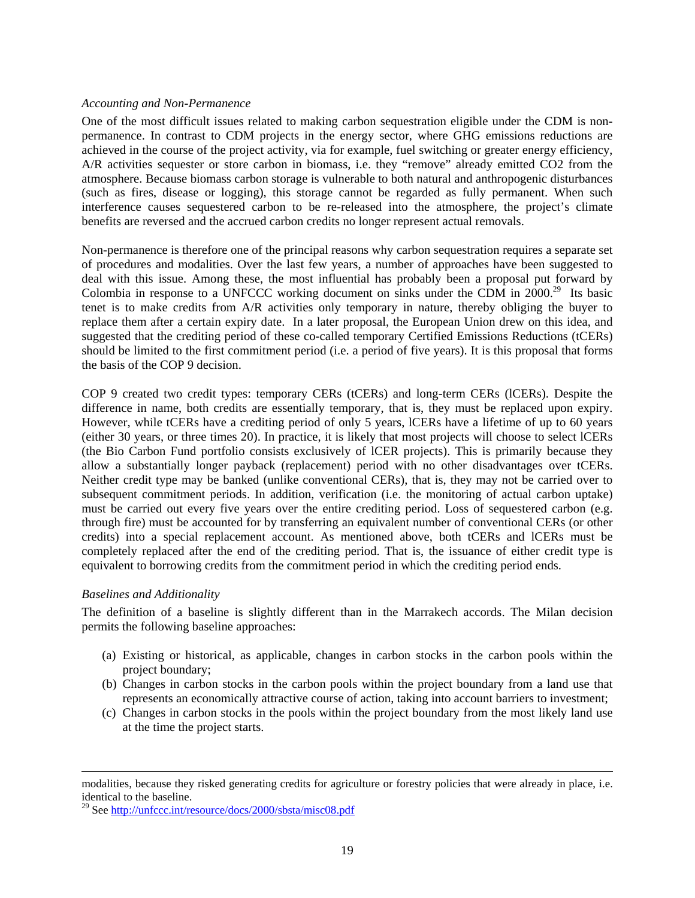*Accounting and Non-Permanence*

One of the most difficult issues related to making carbon sequestration eligible under the CDM is non-permanence. In contrast to CDM projects in the energy sector, where GHG emissions reductions are achieved in the course of the project activity, via for example, fuel switching or greater energy efficiency, A/R activities sequester or store carbon in biomass, i.e. they "remove" already emitted $CO_2$ from the atmosphere. Because biomass carbon storage is vulnerable to both natural and anthropogenic disturbances (such as fires, disease or logging), this storage cannot be regarded as fully permanent. When such interference causes sequestered carbon to be re-released into the atmosphere, the project's climate benefits are reversed and the accrued carbon credits no longer represent actual removals.

Non-permanence is therefore one of the principal reasons why carbon sequestration requires a separate set of procedures and modalities. Over the last few years, a number of approaches have been suggested to deal with this issue. Among these, the most influential has probably been a proposal put forward by Colombia in response to a UNFCCC working document on sinks under the CDM in 2000.[29] Its basic tenet is to make credits from A/R activities only temporary in nature, thereby obliging the buyer to replace them after a certain expiry date. In a later proposal, the European Union drew on this idea, and suggested that the crediting period of these co-called temporary Certified Emissions Reductions (tCERs) should be limited to the first commitment period (i.e. a period of five years). It is this proposal that forms the basis of the COP 9 decision.

COP 9 created two credit types: temporary CERs (tCERs) and long-term CERs (lCERs). Despite the difference in name, both credits are essentially temporary, that is, they must be replaced upon expiry. However, while tCERs have a crediting period of only 5 years, lCERs have a lifetime of up to 60 years (either 30 years, or three times 20). In practice, it is likely that most projects will choose to select lCERs (the Bio Carbon Fund portfolio consists exclusively of lCER projects). This is primarily because they allow a substantially longer payback (replacement) period with no other disadvantages over tCERs. Neither credit type may be banked (unlike conventional CERs), that is, they may not be carried over to subsequent commitment periods. In addition, verification (i.e. the monitoring of actual carbon uptake) must be carried out every five years over the entire crediting period. Loss of sequestered carbon (e.g. through fire) must be accounted for by transferring an equivalent number of conventional CERs (or other credits) into a special replacement account. As mentioned above, both tCERs and lCERs must be completely replaced after the end of the crediting period. That is, the issuance of either credit type is equivalent to borrowing credits from the commitment period in which the crediting period ends.

*Baselines and Additionality*

The definition of a baseline is slightly different than in the Marrakech accords. The Milan decision permits the following baseline approaches:

(a) Existing or historical, as applicable, changes in carbon stocks in the carbon pools within the project boundary;
(b) Changes in carbon stocks in the carbon pools within the project boundary from a land use that represents an economically attractive course of action, taking into account barriers to investment;
(c) Changes in carbon stocks in the pools within the project boundary from the most likely land use at the time the project starts.

---

modalities, because they risked generating credits for agriculture or forestry policies that were already in place, i.e. identical to the baseline.

[29] See http://unfccc.int/resource/docs/2000/sbsta/misc08.pdf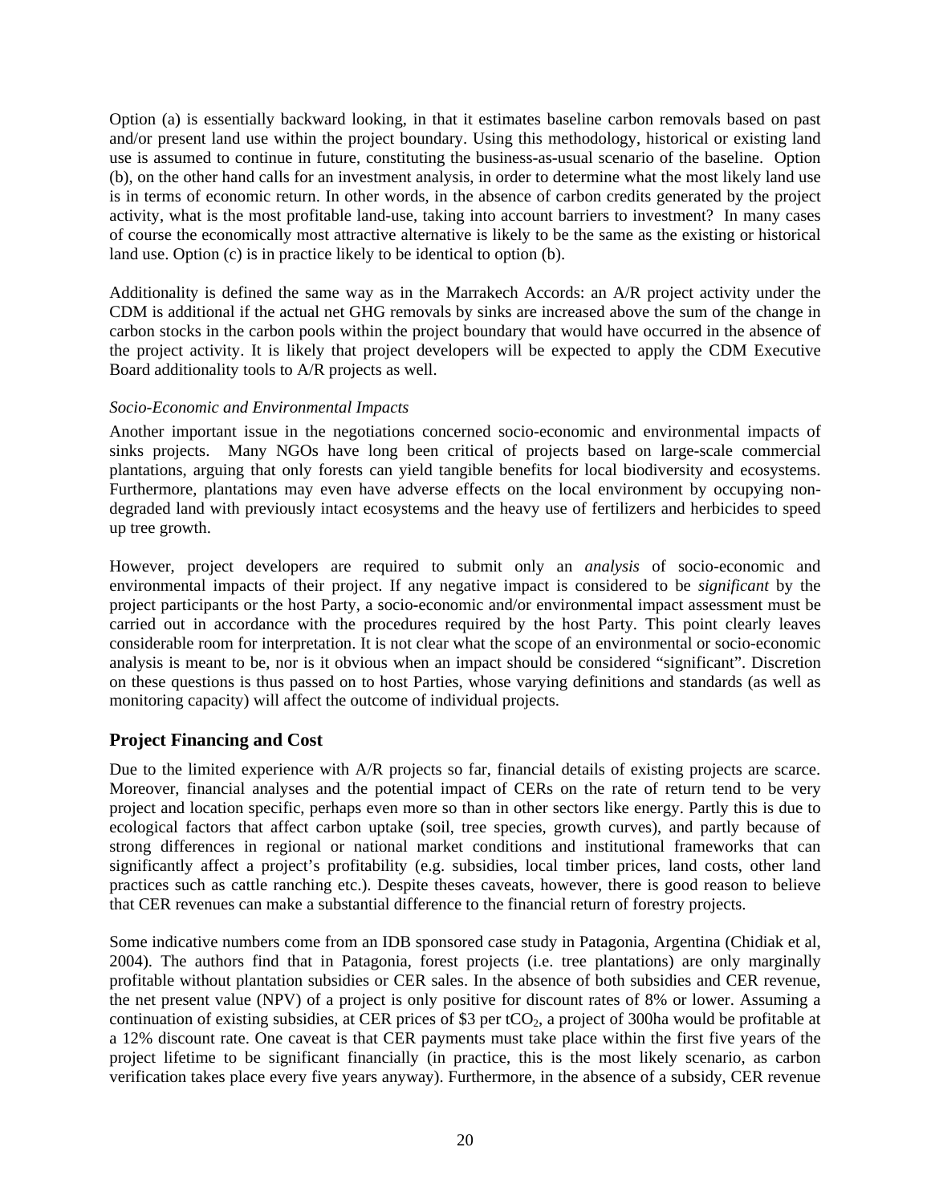Option (a) is essentially backward looking, in that it estimates baseline carbon removals based on past and/or present land use within the project boundary. Using this methodology, historical or existing land use is assumed to continue in future, constituting the business-as-usual scenario of the baseline. Option (b), on the other hand calls for an investment analysis, in order to determine what the most likely land use is in terms of economic return. In other words, in the absence of carbon credits generated by the project activity, what is the most profitable land-use, taking into account barriers to investment? In many cases of course the economically most attractive alternative is likely to be the same as the existing or historical land use. Option (c) is in practice likely to be identical to option (b).

Additionality is defined the same way as in the Marrakech Accords: an A/R project activity under the CDM is additional if the actual net GHG removals by sinks are increased above the sum of the change in carbon stocks in the carbon pools within the project boundary that would have occurred in the absence of the project activity. It is likely that project developers will be expected to apply the CDM Executive Board additionality tools to A/R projects as well.

*Socio-Economic and Environmental Impacts*

Another important issue in the negotiations concerned socio-economic and environmental impacts of sinks projects. Many NGOs have long been critical of projects based on large-scale commercial plantations, arguing that only forests can yield tangible benefits for local biodiversity and ecosystems. Furthermore, plantations may even have adverse effects on the local environment by occupying non-degraded land with previously intact ecosystems and the heavy use of fertilizers and herbicides to speed up tree growth.

However, project developers are required to submit only an *analysis* of socio-economic and environmental impacts of their project. If any negative impact is considered to be *significant* by the project participants or the host Party, a socio-economic and/or environmental impact assessment must be carried out in accordance with the procedures required by the host Party. This point clearly leaves considerable room for interpretation. It is not clear what the scope of an environmental or socio-economic analysis is meant to be, nor is it obvious when an impact should be considered "significant". Discretion on these questions is thus passed on to host Parties, whose varying definitions and standards (as well as monitoring capacity) will affect the outcome of individual projects.

## Project Financing and Cost

Due to the limited experience with A/R projects so far, financial details of existing projects are scarce. Moreover, financial analyses and the potential impact of CERs on the rate of return tend to be very project and location specific, perhaps even more so than in other sectors like energy. Partly this is due to ecological factors that affect carbon uptake (soil, tree species, growth curves), and partly because of strong differences in regional or national market conditions and institutional frameworks that can significantly affect a project's profitability (e.g. subsidies, local timber prices, land costs, other land practices such as cattle ranching etc.). Despite theses caveats, however, there is good reason to believe that CER revenues can make a substantial difference to the financial return of forestry projects.

Some indicative numbers come from an IDB sponsored case study in Patagonia, Argentina (Chidiak et al, 2004). The authors find that in Patagonia, forest projects (i.e. tree plantations) are only marginally profitable without plantation subsidies or CER sales. In the absence of both subsidies and CER revenue, the net present value (NPV) of a project is only positive for discount rates of 8% or lower. Assuming a continuation of existing subsidies, at CER prices of \$3 per $tCO_2$, a project of 300ha would be profitable at a 12% discount rate. One caveat is that CER payments must take place within the first five years of the project lifetime to be significant financially (in practice, this is the most likely scenario, as carbon verification takes place every five years anyway). Furthermore, in the absence of a subsidy, CER revenue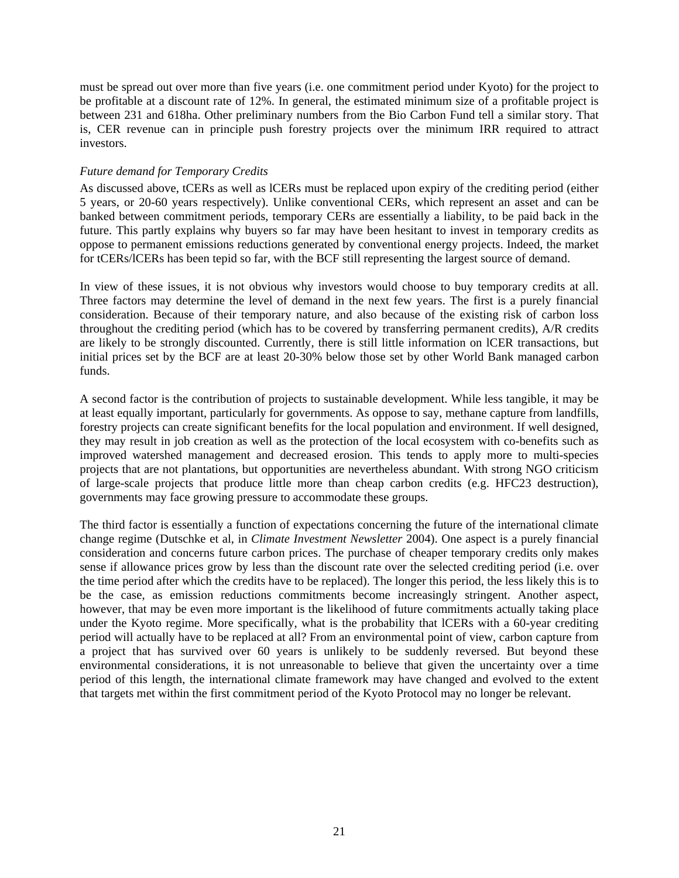must be spread out over more than five years (i.e. one commitment period under Kyoto) for the project to be profitable at a discount rate of 12%. In general, the estimated minimum size of a profitable project is between 231 and 618ha. Other preliminary numbers from the Bio Carbon Fund tell a similar story. That is, CER revenue can in principle push forestry projects over the minimum IRR required to attract investors.

*Future demand for Temporary Credits*

As discussed above, tCERs as well as lCERs must be replaced upon expiry of the crediting period (either 5 years, or 20-60 years respectively). Unlike conventional CERs, which represent an asset and can be banked between commitment periods, temporary CERs are essentially a liability, to be paid back in the future. This partly explains why buyers so far may have been hesitant to invest in temporary credits as oppose to permanent emissions reductions generated by conventional energy projects. Indeed, the market for tCERs/lCERs has been tepid so far, with the BCF still representing the largest source of demand.

In view of these issues, it is not obvious why investors would choose to buy temporary credits at all. Three factors may determine the level of demand in the next few years. The first is a purely financial consideration. Because of their temporary nature, and also because of the existing risk of carbon loss throughout the crediting period (which has to be covered by transferring permanent credits), A/R credits are likely to be strongly discounted. Currently, there is still little information on lCER transactions, but initial prices set by the BCF are at least 20-30% below those set by other World Bank managed carbon funds.

A second factor is the contribution of projects to sustainable development. While less tangible, it may be at least equally important, particularly for governments. As oppose to say, methane capture from landfills, forestry projects can create significant benefits for the local population and environment. If well designed, they may result in job creation as well as the protection of the local ecosystem with co-benefits such as improved watershed management and decreased erosion. This tends to apply more to multi-species projects that are not plantations, but opportunities are nevertheless abundant. With strong NGO criticism of large-scale projects that produce little more than cheap carbon credits (e.g. HFC23 destruction), governments may face growing pressure to accommodate these groups.

The third factor is essentially a function of expectations concerning the future of the international climate change regime (Dutschke et al, in *Climate Investment Newsletter* 2004). One aspect is a purely financial consideration and concerns future carbon prices. The purchase of cheaper temporary credits only makes sense if allowance prices grow by less than the discount rate over the selected crediting period (i.e. over the time period after which the credits have to be replaced). The longer this period, the less likely this is to be the case, as emission reductions commitments become increasingly stringent. Another aspect, however, that may be even more important is the likelihood of future commitments actually taking place under the Kyoto regime. More specifically, what is the probability that lCERs with a 60-year crediting period will actually have to be replaced at all? From an environmental point of view, carbon capture from a project that has survived over 60 years is unlikely to be suddenly reversed. But beyond these environmental considerations, it is not unreasonable to believe that given the uncertainty over a time period of this length, the international climate framework may have changed and evolved to the extent that targets met within the first commitment period of the Kyoto Protocol may no longer be relevant.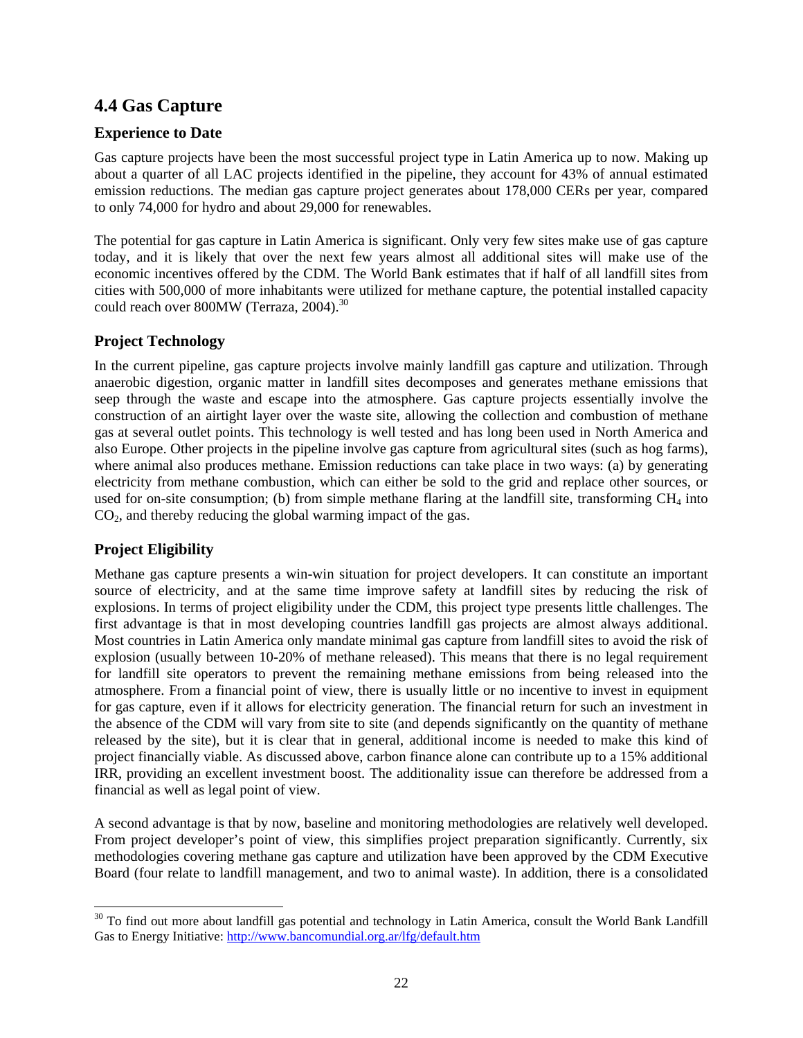## 4.4 Gas Capture

### Experience to Date

Gas capture projects have been the most successful project type in Latin America up to now. Making up about a quarter of all LAC projects identified in the pipeline, they account for 43% of annual estimated emission reductions. The median gas capture project generates about 178,000 CERs per year, compared to only 74,000 for hydro and about 29,000 for renewables.

The potential for gas capture in Latin America is significant. Only very few sites make use of gas capture today, and it is likely that over the next few years almost all additional sites will make use of the economic incentives offered by the CDM. The World Bank estimates that if half of all landfill sites from cities with 500,000 of more inhabitants were utilized for methane capture, the potential installed capacity could reach over 800MW (Terraza, 2004).[30]

### Project Technology

In the current pipeline, gas capture projects involve mainly landfill gas capture and utilization. Through anaerobic digestion, organic matter in landfill sites decomposes and generates methane emissions that seep through the waste and escape into the atmosphere. Gas capture projects essentially involve the construction of an airtight layer over the waste site, allowing the collection and combustion of methane gas at several outlet points. This technology is well tested and has long been used in North America and also Europe. Other projects in the pipeline involve gas capture from agricultural sites (such as hog farms), where animal also produces methane. Emission reductions can take place in two ways: (a) by generating electricity from methane combustion, which can either be sold to the grid and replace other sources, or used for on-site consumption; (b) from simple methane flaring at the landfill site, transforming $CH_4$ into $CO_2$, and thereby reducing the global warming impact of the gas.

### Project Eligibility

Methane gas capture presents a win-win situation for project developers. It can constitute an important source of electricity, and at the same time improve safety at landfill sites by reducing the risk of explosions. In terms of project eligibility under the CDM, this project type presents little challenges. The first advantage is that in most developing countries landfill gas projects are almost always additional. Most countries in Latin America only mandate minimal gas capture from landfill sites to avoid the risk of explosion (usually between 10-20% of methane released). This means that there is no legal requirement for landfill site operators to prevent the remaining methane emissions from being released into the atmosphere. From a financial point of view, there is usually little or no incentive to invest in equipment for gas capture, even if it allows for electricity generation. The financial return for such an investment in the absence of the CDM will vary from site to site (and depends significantly on the quantity of methane released by the site), but it is clear that in general, additional income is needed to make this kind of project financially viable. As discussed above, carbon finance alone can contribute up to a 15% additional IRR, providing an excellent investment boost. The additionality issue can therefore be addressed from a financial as well as legal point of view.

A second advantage is that by now, baseline and monitoring methodologies are relatively well developed. From project developer's point of view, this simplifies project preparation significantly. Currently, six methodologies covering methane gas capture and utilization have been approved by the CDM Executive Board (four relate to landfill management, and two to animal waste). In addition, there is a consolidated

---

[30] To find out more about landfill gas potential and technology in Latin America, consult the World Bank Landfill Gas to Energy Initiative: http://www.bancomundial.org.ar/lfg/default.htm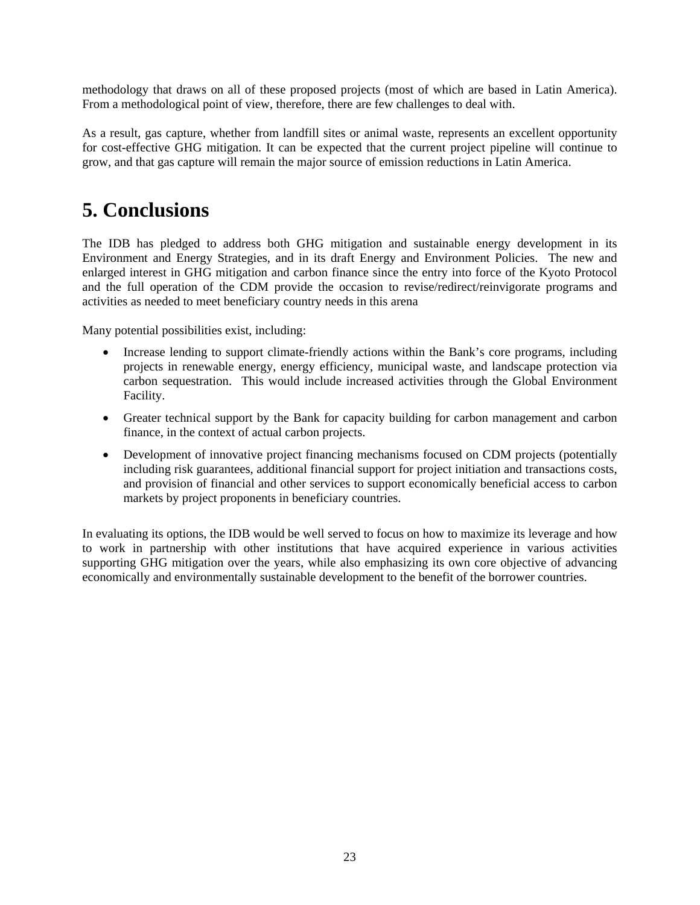methodology that draws on all of these proposed projects (most of which are based in Latin America). From a methodological point of view, therefore, there are few challenges to deal with.

As a result, gas capture, whether from landfill sites or animal waste, represents an excellent opportunity for cost-effective GHG mitigation. It can be expected that the current project pipeline will continue to grow, and that gas capture will remain the major source of emission reductions in Latin America.

# 5. Conclusions

The IDB has pledged to address both GHG mitigation and sustainable energy development in its Environment and Energy Strategies, and in its draft Energy and Environment Policies. The new and enlarged interest in GHG mitigation and carbon finance since the entry into force of the Kyoto Protocol and the full operation of the CDM provide the occasion to revise/redirect/reinvigorate programs and activities as needed to meet beneficiary country needs in this arena

Many potential possibilities exist, including:

- Increase lending to support climate-friendly actions within the Bank's core programs, including projects in renewable energy, energy efficiency, municipal waste, and landscape protection via carbon sequestration. This would include increased activities through the Global Environment Facility.
- Greater technical support by the Bank for capacity building for carbon management and carbon finance, in the context of actual carbon projects.
- Development of innovative project financing mechanisms focused on CDM projects (potentially including risk guarantees, additional financial support for project initiation and transactions costs, and provision of financial and other services to support economically beneficial access to carbon markets by project proponents in beneficiary countries.

In evaluating its options, the IDB would be well served to focus on how to maximize its leverage and how to work in partnership with other institutions that have acquired experience in various activities supporting GHG mitigation over the years, while also emphasizing its own core objective of advancing economically and environmentally sustainable development to the benefit of the borrower countries.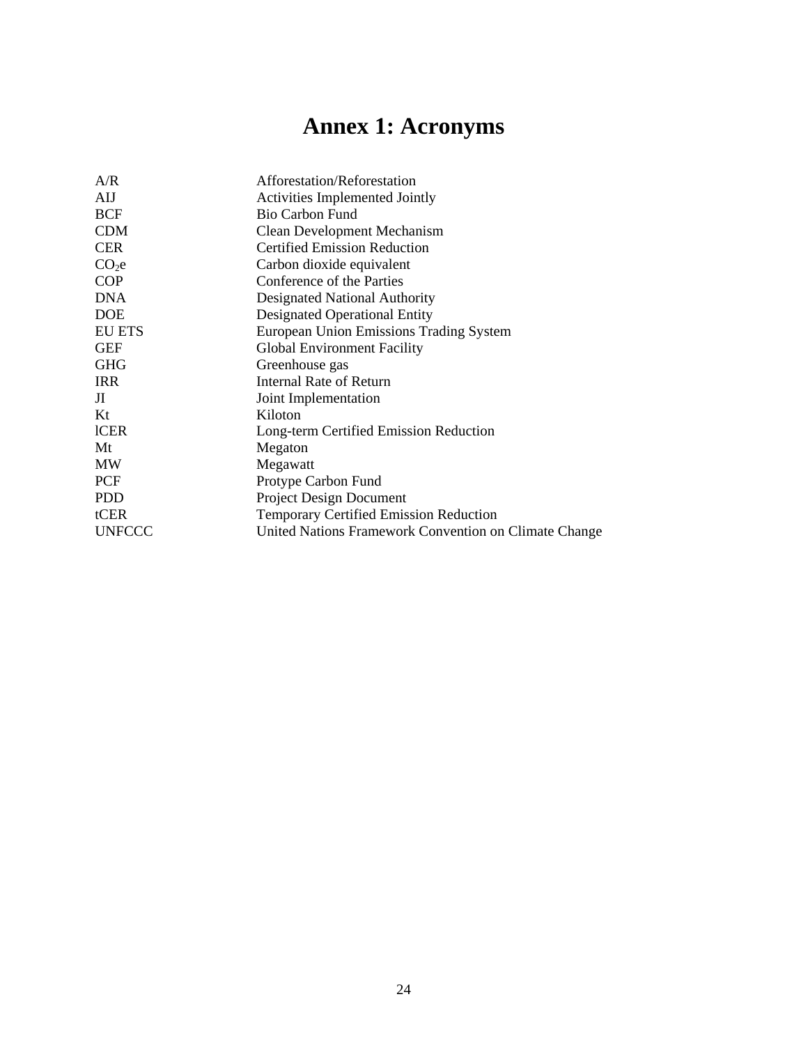# Annex 1: Acronyms

| | |
|---|---|
| A/R | Afforestation/Reforestation |
| AIJ | Activities Implemented Jointly |
| BCF | Bio Carbon Fund |
| CDM | Clean Development Mechanism |
| CER | Certified Emission Reduction |
| $CO_2e$ | Carbon dioxide equivalent |
| COP | Conference of the Parties |
| DNA | Designated National Authority |
| DOE | Designated Operational Entity |
| EU ETS | European Union Emissions Trading System |
| GEF | Global Environment Facility |
| GHG | Greenhouse gas |
| IRR | Internal Rate of Return |
| JI | Joint Implementation |
| Kt | Kiloton |
| lCER | Long-term Certified Emission Reduction |
| Mt | Megaton |
| MW | Megawatt |
| PCF | Protype Carbon Fund |
| PDD | Project Design Document |
| tCER | Temporary Certified Emission Reduction |
| UNFCCC | United Nations Framework Convention on Climate Change |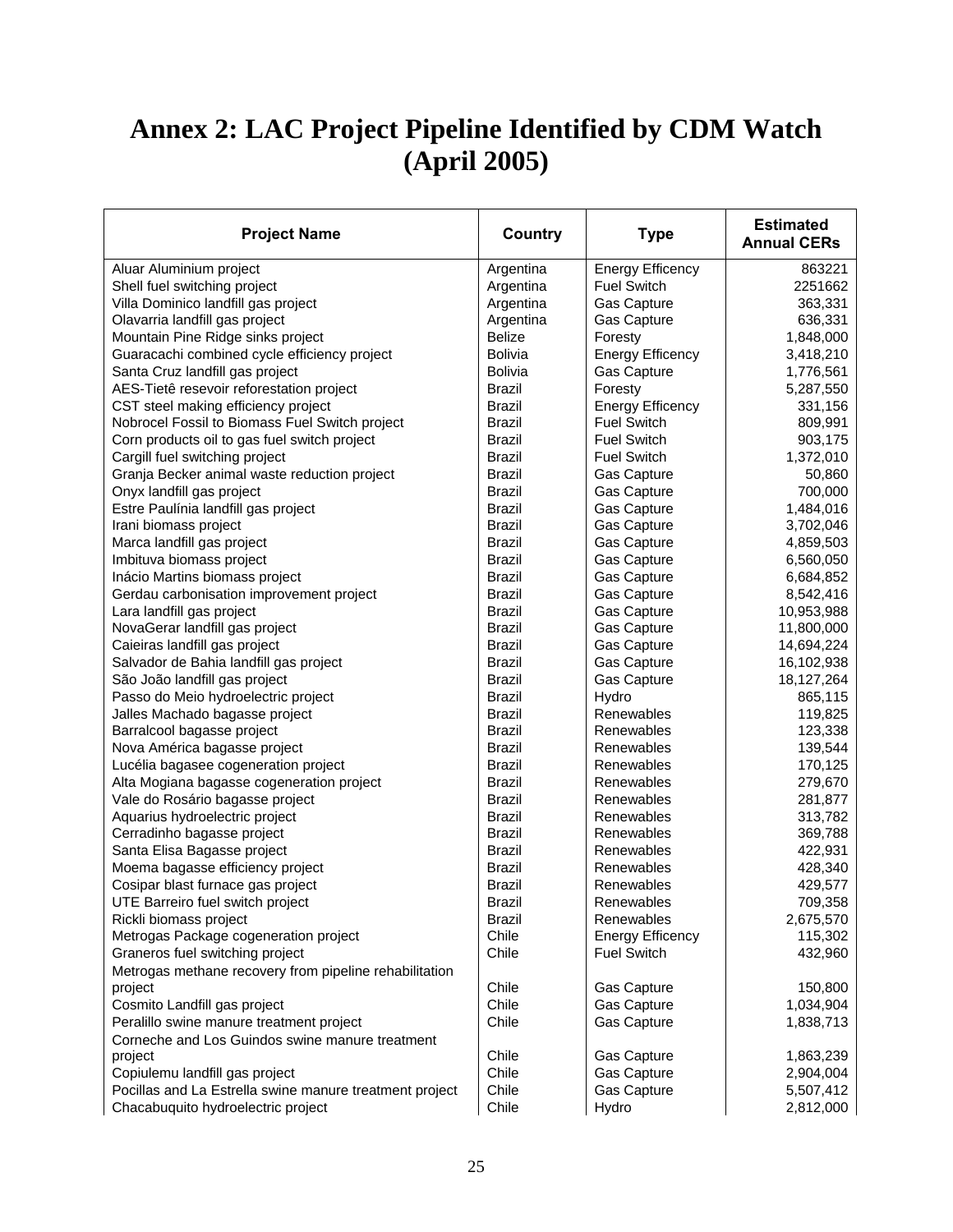# Annex 2: LAC Project Pipeline Identified by CDM Watch (April 2005)

| Project Name | Country | Type | Estimated Annual CERs |
|---|---|---|---|
| Aluar Aluminium project | Argentina | Energy Efficency | 863221 |
| Shell fuel switching project | Argentina | Fuel Switch | 2251662 |
| Villa Dominico landfill gas project | Argentina | Gas Capture | 363,331 |
| Olavarria landfill gas project | Argentina | Gas Capture | 636,331 |
| Mountain Pine Ridge sinks project | Belize | Foresty | 1,848,000 |
| Guaracachi combined cycle efficiency project | Bolivia | Energy Efficency | 3,418,210 |
| Santa Cruz landfill gas project | Bolivia | Gas Capture | 1,776,561 |
| AES-Tietê resevoir reforestation project | Brazil | Foresty | 5,287,550 |
| CST steel making efficiency project | Brazil | Energy Efficency | 331,156 |
| Nobrocel Fossil to Biomass Fuel Switch project | Brazil | Fuel Switch | 809,991 |
| Corn products oil to gas fuel switch project | Brazil | Fuel Switch | 903,175 |
| Cargill fuel switching project | Brazil | Fuel Switch | 1,372,010 |
| Granja Becker animal waste reduction project | Brazil | Gas Capture | 50,860 |
| Onyx landfill gas project | Brazil | Gas Capture | 700,000 |
| Estre Paulínia landfill gas project | Brazil | Gas Capture | 1,484,016 |
| Irani biomass project | Brazil | Gas Capture | 3,702,046 |
| Marca landfill gas project | Brazil | Gas Capture | 4,859,503 |
| Imbituva biomass project | Brazil | Gas Capture | 6,560,050 |
| Inácio Martins biomass project | Brazil | Gas Capture | 6,684,852 |
| Gerdau carbonisation improvement project | Brazil | Gas Capture | 8,542,416 |
| Lara landfill gas project | Brazil | Gas Capture | 10,953,988 |
| NovaGerar landfill gas project | Brazil | Gas Capture | 11,800,000 |
| Caieiras landfill gas project | Brazil | Gas Capture | 14,694,224 |
| Salvador de Bahia landfill gas project | Brazil | Gas Capture | 16,102,938 |
| São João landfill gas project | Brazil | Gas Capture | 18,127,264 |
| Passo do Meio hydroelectric project | Brazil | Hydro | 865,115 |
| Jalles Machado bagasse project | Brazil | Renewables | 119,825 |
| Barralcool bagasse project | Brazil | Renewables | 123,338 |
| Nova América bagasse project | Brazil | Renewables | 139,544 |
| Lucélia bagasee cogeneration project | Brazil | Renewables | 170,125 |
| Alta Mogiana bagasse cogeneration project | Brazil | Renewables | 279,670 |
| Vale do Rosário bagasse project | Brazil | Renewables | 281,877 |
| Aquarius hydroelectric project | Brazil | Renewables | 313,782 |
| Cerradinho bagasse project | Brazil | Renewables | 369,788 |
| Santa Elisa Bagasse project | Brazil | Renewables | 422,931 |
| Moema bagasse efficiency project | Brazil | Renewables | 428,340 |
| Cosipar blast furnace gas project | Brazil | Renewables | 429,577 |
| UTE Barreiro fuel switch project | Brazil | Renewables | 709,358 |
| Rickli biomass project | Brazil | Renewables | 2,675,570 |
| Metrogas Package cogeneration project | Chile | Energy Efficency | 115,302 |
| Graneros fuel switching project | Chile | Fuel Switch | 432,960 |
| Metrogas methane recovery from pipeline rehabilitation project | Chile | Gas Capture | 150,800 |
| Cosmito Landfill gas project | Chile | Gas Capture | 1,034,904 |
| Peralillo swine manure treatment project | Chile | Gas Capture | 1,838,713 |
| Corneche and Los Guindos swine manure treatment project | Chile | Gas Capture | 1,863,239 |
| Copiulemu landfill gas project | Chile | Gas Capture | 2,904,004 |
| Pocillas and La Estrella swine manure treatment project | Chile | Gas Capture | 5,507,412 |
| Chacabuquito hydroelectric project | Chile | Hydro | 2,812,000 |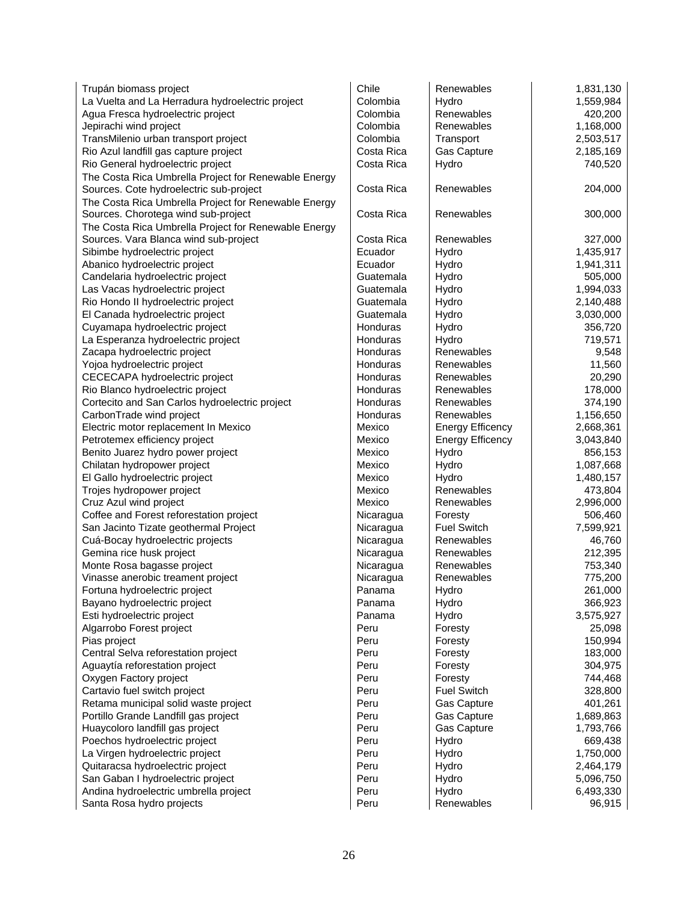| | | | |
|---|---|---|---|
| Trupán biomass project | Chile | Renewables | 1,831,130 |
| La Vuelta and La Herradura hydroelectric project | Colombia | Hydro | 1,559,984 |
| Agua Fresca hydroelectric project | Colombia | Renewables | 420,200 |
| Jepirachi wind project | Colombia | Renewables | 1,168,000 |
| TransMilenio urban transport project | Colombia | Transport | 2,503,517 |
| Rio Azul landfill gas capture project | Costa Rica | Gas Capture | 2,185,169 |
| Rio General hydroelectric project | Costa Rica | Hydro | 740,520 |
| The Costa Rica Umbrella Project for Renewable Energy Sources. Cote hydroelectric sub-project | Costa Rica | Renewables | 204,000 |
| The Costa Rica Umbrella Project for Renewable Energy Sources. Chorotega wind sub-project | Costa Rica | Renewables | 300,000 |
| The Costa Rica Umbrella Project for Renewable Energy Sources. Vara Blanca wind sub-project | Costa Rica | Renewables | 327,000 |
| Sibimbe hydroelectric project | Ecuador | Hydro | 1,435,917 |
| Abanico hydroelectric project | Ecuador | Hydro | 1,941,311 |
| Candelaria hydroelectric project | Guatemala | Hydro | 505,000 |
| Las Vacas hydroelectric project | Guatemala | Hydro | 1,994,033 |
| Rio Hondo II hydroelectric project | Guatemala | Hydro | 2,140,488 |
| El Canada hydroelectric project | Guatemala | Hydro | 3,030,000 |
| Cuyamapa hydroelectric project | Honduras | Hydro | 356,720 |
| La Esperanza hydroelectric project | Honduras | Hydro | 719,571 |
| Zacapa hydroelectric project | Honduras | Renewables | 9,548 |
| Yojoa hydroelectric project | Honduras | Renewables | 11,560 |
| CECECAPA hydroelectric project | Honduras | Renewables | 20,290 |
| Rio Blanco hydroelectric project | Honduras | Renewables | 178,000 |
| Cortecito and San Carlos hydroelectric project | Honduras | Renewables | 374,190 |
| CarbonTrade wind project | Honduras | Renewables | 1,156,650 |
| Electric motor replacement In Mexico | Mexico | Energy Efficency | 2,668,361 |
| Petrotemex efficiency project | Mexico | Energy Efficency | 3,043,840 |
| Benito Juarez hydro power project | Mexico | Hydro | 856,153 |
| Chilatan hydropower project | Mexico | Hydro | 1,087,668 |
| El Gallo hydroelectric project | Mexico | Hydro | 1,480,157 |
| Trojes hydropower project | Mexico | Renewables | 473,804 |
| Cruz Azul wind project | Mexico | Renewables | 2,996,000 |
| Coffee and Forest reforestation project | Nicaragua | Foresty | 506,460 |
| San Jacinto Tizate geothermal Project | Nicaragua | Fuel Switch | 7,599,921 |
| Cuá-Bocay hydroelectric projects | Nicaragua | Renewables | 46,760 |
| Gemina rice husk project | Nicaragua | Renewables | 212,395 |
| Monte Rosa bagasse project | Nicaragua | Renewables | 753,340 |
| Vinasse anerobic treament project | Nicaragua | Renewables | 775,200 |
| Fortuna hydroelectric project | Panama | Hydro | 261,000 |
| Bayano hydroelectric project | Panama | Hydro | 366,923 |
| Esti hydroelectric project | Panama | Hydro | 3,575,927 |
| Algarrobo Forest project | Peru | Foresty | 25,098 |
| Pias project | Peru | Foresty | 150,994 |
| Central Selva reforestation project | Peru | Foresty | 183,000 |
| Aguaytía reforestation project | Peru | Foresty | 304,975 |
| Oxygen Factory project | Peru | Foresty | 744,468 |
| Cartavio fuel switch project | Peru | Fuel Switch | 328,800 |
| Retama municipal solid waste project | Peru | Gas Capture | 401,261 |
| Portillo Grande Landfill gas project | Peru | Gas Capture | 1,689,863 |
| Huaycoloro landfill gas project | Peru | Gas Capture | 1,793,766 |
| Poechos hydroelectric project | Peru | Hydro | 669,438 |
| La Virgen hydroelectric project | Peru | Hydro | 1,750,000 |
| Quitaracsa hydroelectric project | Peru | Hydro | 2,464,179 |
| San Gaban I hydroelectric project | Peru | Hydro | 5,096,750 |
| Andina hydroelectric umbrella project | Peru | Hydro | 6,493,330 |
| Santa Rosa hydro projects | Peru | Renewables | 96,915 |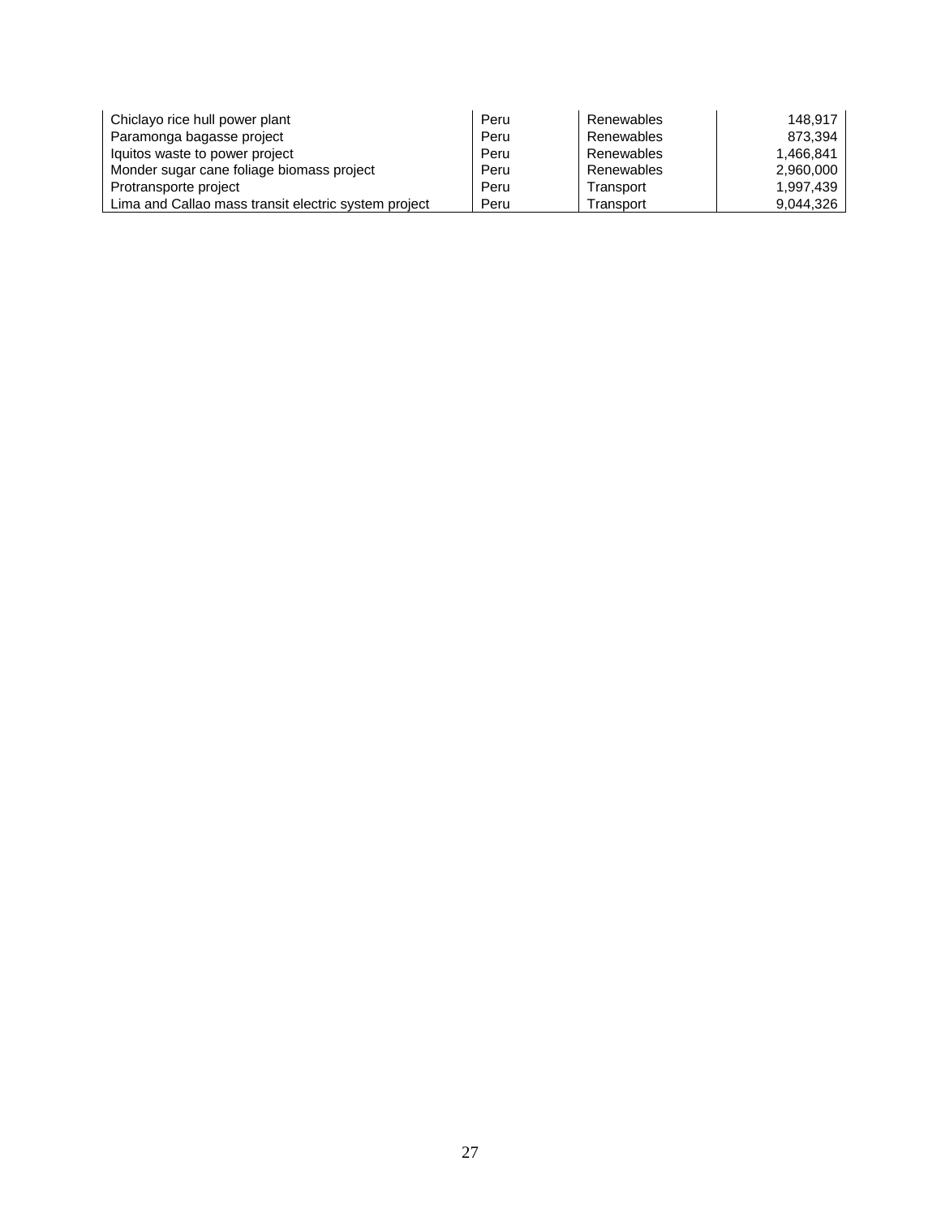| | | | |
|---|---|---|---|
| Chiclayo rice hull power plant | Peru | Renewables | 148,917 |
| Paramonga bagasse project | Peru | Renewables | 873,394 |
| Iquitos waste to power project | Peru | Renewables | 1,466,841 |
| Monder sugar cane foliage biomass project | Peru | Renewables | 2,960,000 |
| Protransporte project | Peru | Transport | 1,997,439 |
| Lima and Callao mass transit electric system project | Peru | Transport | 9,044,326 |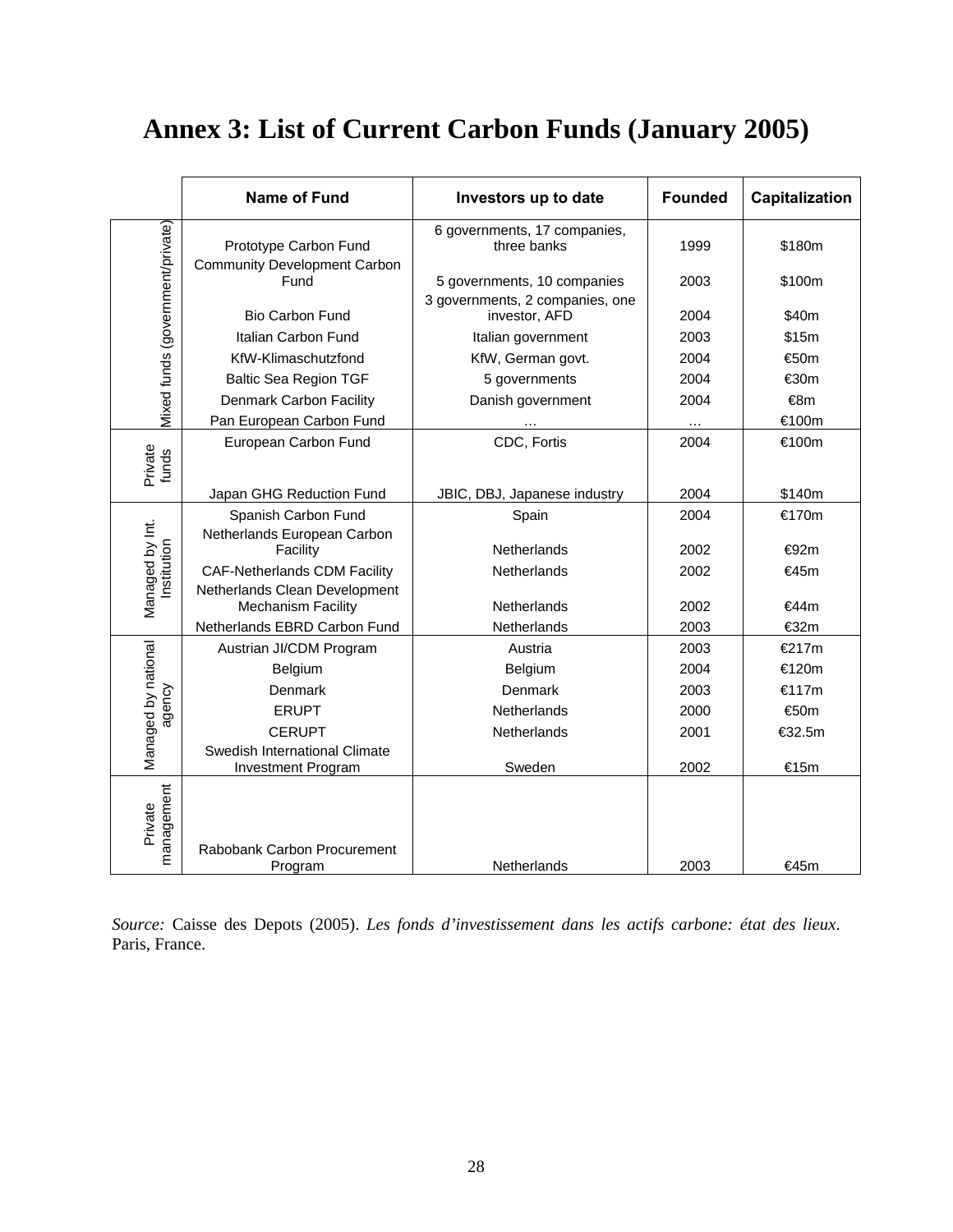# Annex 3: List of Current Carbon Funds (January 2005)

| | Name of Fund | Investors up to date | Founded | Capitalization |
|---|---|---|---|---|
| Mixed funds (government/private) | Prototype Carbon Fund | 6 governments, 17 companies, three banks | 1999 | $180m |
| | Community Development Carbon Fund | 5 governments, 10 companies | 2003 | $100m |
| | Bio Carbon Fund | 3 governments, 2 companies, one investor, AFD | 2004 | $40m |
| | Italian Carbon Fund | Italian government | 2003 | $15m |
| | KfW-Klimaschutzfond | KfW, German govt. | 2004 | €50m |
| | Baltic Sea Region TGF | 5 governments | 2004 | €30m |
| | Denmark Carbon Facility | Danish government | 2004 | €8m |
| | Pan European Carbon Fund | … | … | €100m |
| Private funds | European Carbon Fund | CDC, Fortis | 2004 | €100m |
| | Japan GHG Reduction Fund | JBIC, DBJ, Japanese industry | 2004 | $140m |
| Managed by Int. Institution | Spanish Carbon Fund | Spain | 2004 | €170m |
| | Netherlands European Carbon Facility | Netherlands | 2002 | €92m |
| | CAF-Netherlands CDM Facility | Netherlands | 2002 | €45m |
| | Netherlands Clean Development Mechanism Facility | Netherlands | 2002 | €44m |
| | Netherlands EBRD Carbon Fund | Netherlands | 2003 | €32m |
| Managed by national agency | Austrian JI/CDM Program | Austria | 2003 | €217m |
| | Belgium | Belgium | 2004 | €120m |
| | Denmark | Denmark | 2003 | €117m |
| | ERUPT | Netherlands | 2000 | €50m |
| | CERUPT | Netherlands | 2001 | €32.5m |
| | Swedish International Climate Investment Program | Sweden | 2002 | €15m |
| Private management | Rabobank Carbon Procurement Program | Netherlands | 2003 | €45m |

*Source:* Caisse des Depots (2005). *Les fonds d'investissement dans les actifs carbone: état des lieux*. Paris, France.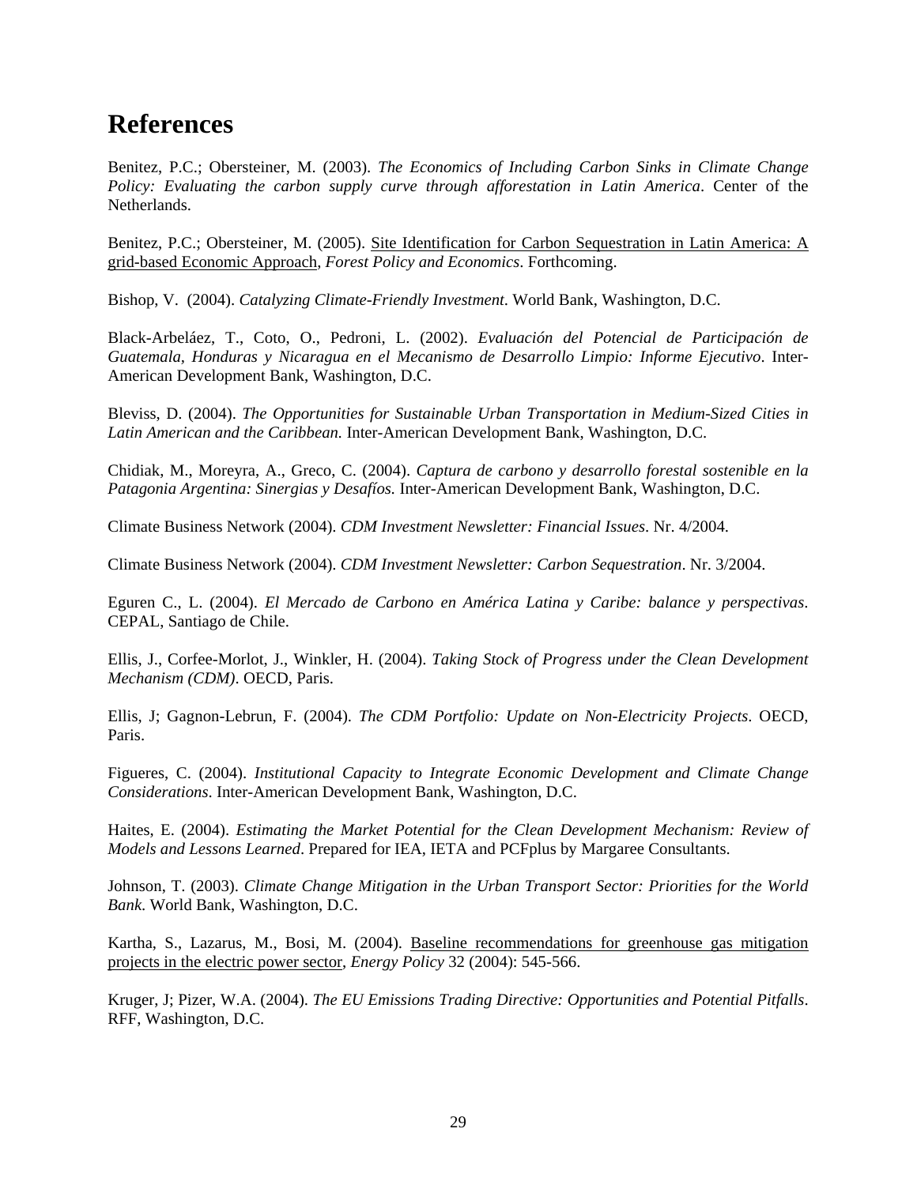# References

Benitez, P.C.; Obersteiner, M. (2003). *The Economics of Including Carbon Sinks in Climate Change Policy: Evaluating the carbon supply curve through afforestation in Latin America*. Center of the Netherlands.

Benitez, P.C.; Obersteiner, M. (2005). Site Identification for Carbon Sequestration in Latin America: A grid-based Economic Approach, *Forest Policy and Economics*. Forthcoming.

Bishop, V. (2004). *Catalyzing Climate-Friendly Investment*. World Bank, Washington, D.C.

Black-Arbeláez, T., Coto, O., Pedroni, L. (2002). *Evaluación del Potencial de Participación de Guatemala, Honduras y Nicaragua en el Mecanismo de Desarrollo Limpio: Informe Ejecutivo*. Inter-American Development Bank, Washington, D.C.

Bleviss, D. (2004). *The Opportunities for Sustainable Urban Transportation in Medium-Sized Cities in Latin American and the Caribbean.* Inter-American Development Bank, Washington, D.C.

Chidiak, M., Moreyra, A., Greco, C. (2004). *Captura de carbono y desarrollo forestal sostenible en la Patagonia Argentina: Sinergias y Desafíos.* Inter-American Development Bank, Washington, D.C.

Climate Business Network (2004). *CDM Investment Newsletter: Financial Issues*. Nr. 4/2004.

Climate Business Network (2004). *CDM Investment Newsletter: Carbon Sequestration*. Nr. 3/2004.

Eguren C., L. (2004). *El Mercado de Carbono en América Latina y Caribe: balance y perspectivas*. CEPAL, Santiago de Chile.

Ellis, J., Corfee-Morlot, J., Winkler, H. (2004). *Taking Stock of Progress under the Clean Development Mechanism (CDM)*. OECD, Paris.

Ellis, J; Gagnon-Lebrun, F. (2004). *The CDM Portfolio: Update on Non-Electricity Projects*. OECD, Paris.

Figueres, C. (2004). *Institutional Capacity to Integrate Economic Development and Climate Change Considerations*. Inter-American Development Bank, Washington, D.C.

Haites, E. (2004). *Estimating the Market Potential for the Clean Development Mechanism: Review of Models and Lessons Learned*. Prepared for IEA, IETA and PCFplus by Margaree Consultants.

Johnson, T. (2003). *Climate Change Mitigation in the Urban Transport Sector: Priorities for the World Bank*. World Bank, Washington, D.C.

Kartha, S., Lazarus, M., Bosi, M. (2004). Baseline recommendations for greenhouse gas mitigation projects in the electric power sector, *Energy Policy* 32 (2004): 545-566.

Kruger, J; Pizer, W.A. (2004). *The EU Emissions Trading Directive: Opportunities and Potential Pitfalls*. RFF, Washington, D.C.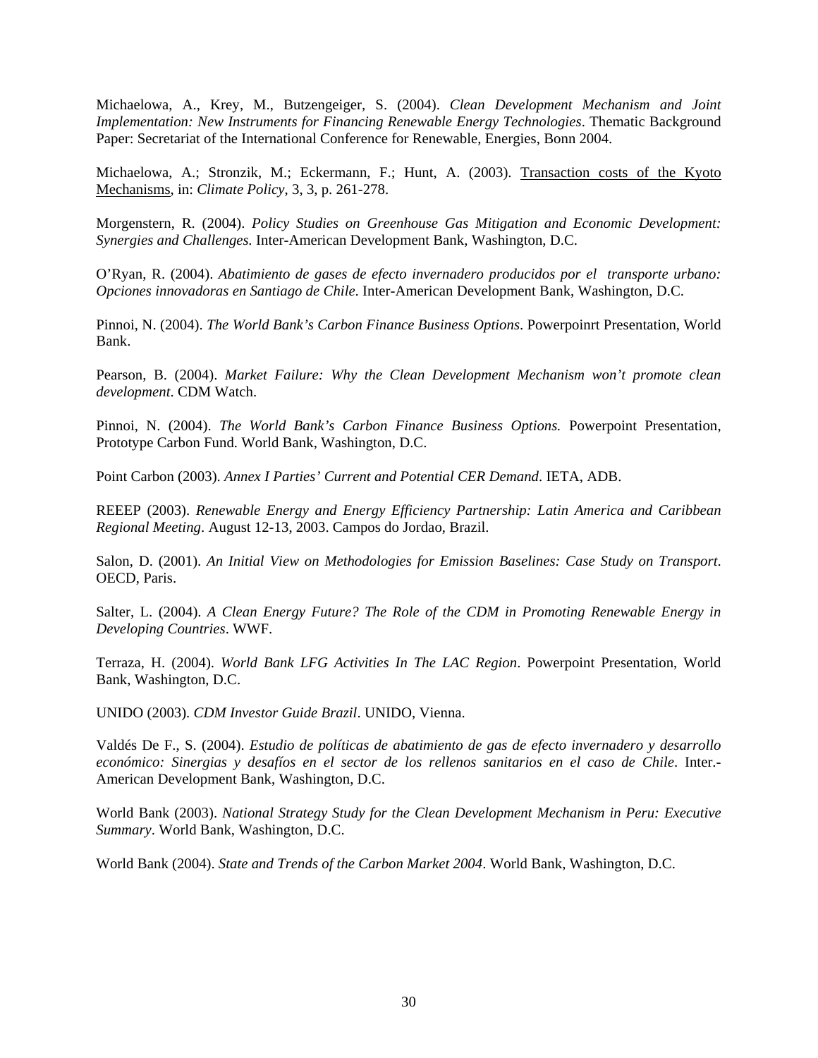Michaelowa, A., Krey, M., Butzengeiger, S. (2004). *Clean Development Mechanism and Joint Implementation: New Instruments for Financing Renewable Energy Technologies*. Thematic Background Paper: Secretariat of the International Conference for Renewable, Energies, Bonn 2004.

Michaelowa, A.; Stronzik, M.; Eckermann, F.; Hunt, A. (2003). Transaction costs of the Kyoto Mechanisms, in: *Climate Policy*, 3, 3, p. 261-278.

Morgenstern, R. (2004). *Policy Studies on Greenhouse Gas Mitigation and Economic Development: Synergies and Challenges.* Inter-American Development Bank, Washington, D.C.

O'Ryan, R. (2004). *Abatimiento de gases de efecto invernadero producidos por el transporte urbano: Opciones innovadoras en Santiago de Chile*. Inter-American Development Bank, Washington, D.C.

Pinnoi, N. (2004). *The World Bank's Carbon Finance Business Options*. Powerpoinrt Presentation, World Bank.

Pearson, B. (2004). *Market Failure: Why the Clean Development Mechanism won't promote clean development*. CDM Watch.

Pinnoi, N. (2004). *The World Bank's Carbon Finance Business Options.* Powerpoint Presentation, Prototype Carbon Fund. World Bank, Washington, D.C.

Point Carbon (2003). *Annex I Parties' Current and Potential CER Demand*. IETA, ADB.

REEEP (2003). *Renewable Energy and Energy Efficiency Partnership: Latin America and Caribbean Regional Meeting*. August 12-13, 2003. Campos do Jordao, Brazil.

Salon, D. (2001). *An Initial View on Methodologies for Emission Baselines: Case Study on Transport*. OECD, Paris.

Salter, L. (2004). *A Clean Energy Future? The Role of the CDM in Promoting Renewable Energy in Developing Countries*. WWF.

Terraza, H. (2004). *World Bank LFG Activities In The LAC Region*. Powerpoint Presentation, World Bank, Washington, D.C.

UNIDO (2003). *CDM Investor Guide Brazil*. UNIDO, Vienna.

Valdés De F., S. (2004). *Estudio de políticas de abatimiento de gas de efecto invernadero y desarrollo económico: Sinergias y desafíos en el sector de los rellenos sanitarios en el caso de Chile*. Inter.-American Development Bank, Washington, D.C.

World Bank (2003). *National Strategy Study for the Clean Development Mechanism in Peru: Executive Summary*. World Bank, Washington, D.C.

World Bank (2004). *State and Trends of the Carbon Market 2004*. World Bank, Washington, D.C.